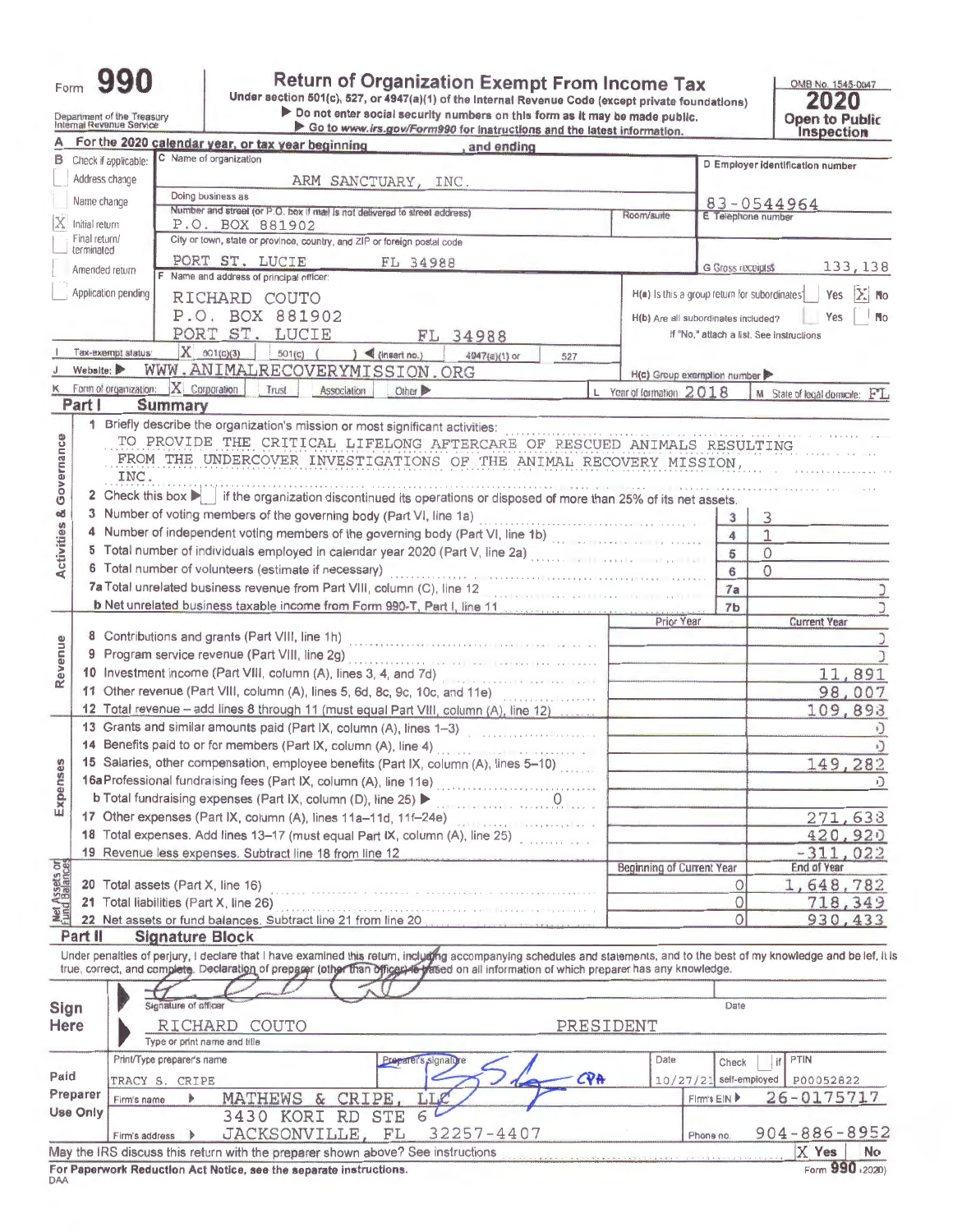# Form 990

**Return of Organization Exempt From Income Tax**

Under section 501(c), 527, or 4947(a)(1) of the Internal Revenue Code (except private foundations)

▶ Do not enter social security numbers on this form as it may be made public.

▶ Go to www.irs.gov/Form990 for instructions and the latest information.

Department of the Treasury
Internal Revenue Service

OMB No. 1545-0047

**2020**

**Open to Public Inspection**

**A** For the 2020 calendar year, or tax year beginning , and ending

**B** Check if applicable:
- Address change
- Name change
- [X] Initial return
- Final return/terminated
- Amended return
- Application pending

**C** Name of organization: ARM SANCTUARY, INC.

Doing business as

Number and street (or P.O. box if mail is not delivered to street address): P.O. BOX 881902 | Room/suite

City or town, state or province, country, and ZIP or foreign postal code: PORT ST. LUCIE FL 34988

**D** Employer identification number: 83-0544964

**E** Telephone number

**G** Gross receipts $ 133,138

**F** Name and address of principal officer: RICHARD COUTO, P.O. BOX 881902, PORT ST. LUCIE FL 34988

H(a) Is this a group return for subordinates? Yes [X] No

H(b) Are all subordinates included? Yes No

If "No," attach a list. See instructions

**I** Tax-exempt status: [X] 501(c)(3) 501(c) ( ) ◀ (insert no.) 4947(a)(1) or 527

**J** Website: ▶ WWW.ANIMALRECOVERYMISSION.ORG

H(c) Group exemption number ▶

**K** Form of organization: [X] Corporation Trust Association Other ▶

**L** Year of formation: 2018

**M** State of legal domicile: FL

## Part I Summary

**Activities & Governance**

1 Briefly describe the organization's mission or most significant activities:
TO PROVIDE THE CRITICAL LIFELONG AFTERCARE OF RESCUED ANIMALS RESULTING FROM THE UNDERCOVER INVESTIGATIONS OF THE ANIMAL RECOVERY MISSION, INC.

2 Check this box ▶ if the organization discontinued its operations or disposed of more than 25% of its net assets.

| | Line | Value |
|---|---|---|
| 3 Number of voting members of the governing body (Part VI, line 1a) | 3 | 3 |
| 4 Number of independent voting members of the governing body (Part VI, line 1b) | 4 | 1 |
| 5 Total number of individuals employed in calendar year 2020 (Part V, line 2a) | 5 | 0 |
| 6 Total number of volunteers (estimate if necessary) | 6 | 0 |
| 7a Total unrelated business revenue from Part VIII, column (C), line 12 | 7a | 0 |
| b Net unrelated business taxable income from Form 990-T, Part I, line 11 | 7b | 0 |

| | Prior Year | Current Year |
|---|---|---|
| **Revenue** | | |
| 8 Contributions and grants (Part VIII, line 1h) | | 0 |
| 9 Program service revenue (Part VIII, line 2g) | | 0 |
| 10 Investment income (Part VIII, column (A), lines 3, 4, and 7d) | | 11,891 |
| 11 Other revenue (Part VIII, column (A), lines 5, 6d, 8c, 9c, 10c, and 11e) | | 98,007 |
| 12 Total revenue – add lines 8 through 11 (must equal Part VIII, column (A), line 12) | | 109,898 |
| **Expenses** | | |
| 13 Grants and similar amounts paid (Part IX, column (A), lines 1–3) | | 0 |
| 14 Benefits paid to or for members (Part IX, column (A), line 4) | | 0 |
| 15 Salaries, other compensation, employee benefits (Part IX, column (A), lines 5–10) | | 149,282 |
| 16a Professional fundraising fees (Part IX, column (A), line 11e) | | 0 |
| b Total fundraising expenses (Part IX, column (D), line 25) ▶ 0 | | |
| 17 Other expenses (Part IX, column (A), lines 11a–11d, 11f–24e) | | 271,638 |
| 18 Total expenses. Add lines 13–17 (must equal Part IX, column (A), line 25) | | 420,920 |
| 19 Revenue less expenses. Subtract line 18 from line 12 | | -311,022 |

| **Net Assets or Fund Balances** | Beginning of Current Year | End of Year |
|---|---|---|
| 20 Total assets (Part X, line 16) | 0 | 1,648,782 |
| 21 Total liabilities (Part X, line 26) | 0 | 718,349 |
| 22 Net assets or fund balances. Subtract line 21 from line 20 | 0 | 930,433 |

## Part II Signature Block

Under penalties of perjury, I declare that I have examined this return, including accompanying schedules and statements, and to the best of my knowledge and belief, it is true, correct, and complete. Declaration of preparer (other than officer) is based on all information of which preparer has any knowledge.

**Sign Here**

Signature of officer | Date

RICHARD COUTO PRESIDENT

Type or print name and title

**Paid Preparer Use Only**

| Print/Type preparer's name | Preparer's signature | Date | Check if self-employed | PTIN |
|---|---|---|---|---|
| TRACY S. CRIPE | CPA | 10/27/21 | | P00052822 |

Firm's name ▶ MATHEWS & CRIPE, LLC | Firm's EIN ▶ 26-0175717

Firm's address ▶ 3430 KORI RD STE 6, JACKSONVILLE, FL 32257-4407 | Phone no. 904-886-8952

May the IRS discuss this return with the preparer shown above? See instructions [X] Yes No

**For Paperwork Reduction Act Notice, see the separate instructions.**

DAA

Form **990** (2020)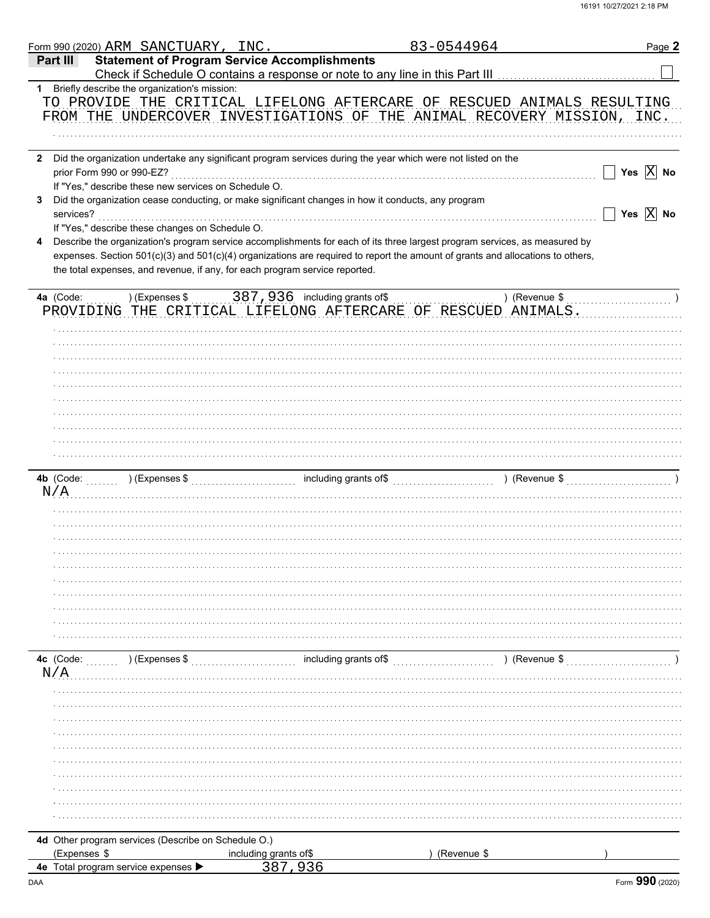Form 990 (2020) ARM SANCTUARY, INC. 83-0544964

## Part III Statement of Program Service Accomplishments

Check if Schedule O contains a response or note to any line in this Part III ☐

**1** Briefly describe the organization's mission:

TO PROVIDE THE CRITICAL LIFELONG AFTERCARE OF RESCUED ANIMALS RESULTING FROM THE UNDERCOVER INVESTIGATIONS OF THE ANIMAL RECOVERY MISSION, INC.

**2** Did the organization undertake any significant program services during the year which were not listed on the prior Form 990 or 990-EZ? ☐ Yes ☒ No

If "Yes," describe these new services on Schedule O.

**3** Did the organization cease conducting, or make significant changes in how it conducts, any program services? ☐ Yes ☒ No

If "Yes," describe these changes on Schedule O.

**4** Describe the organization's program service accomplishments for each of its three largest program services, as measured by expenses. Section 501(c)(3) and 501(c)(4) organizations are required to report the amount of grants and allocations to others, the total expenses, and revenue, if any, for each program service reported.

**4a** (Code: ) (Expenses $ 387,936 including grants of$ ) (Revenue $ )

PROVIDING THE CRITICAL LIFELONG AFTERCARE OF RESCUED ANIMALS.

**4b** (Code: ) (Expenses $ including grants of$ ) (Revenue $ )

N/A

**4c** (Code: ) (Expenses $ including grants of$ ) (Revenue $ )

N/A

**4d** Other program services (Describe on Schedule O.)

(Expenses $ including grants of$ ) (Revenue $ )

**4e** Total program service expenses ▶ 387,936

Form **990** (2020)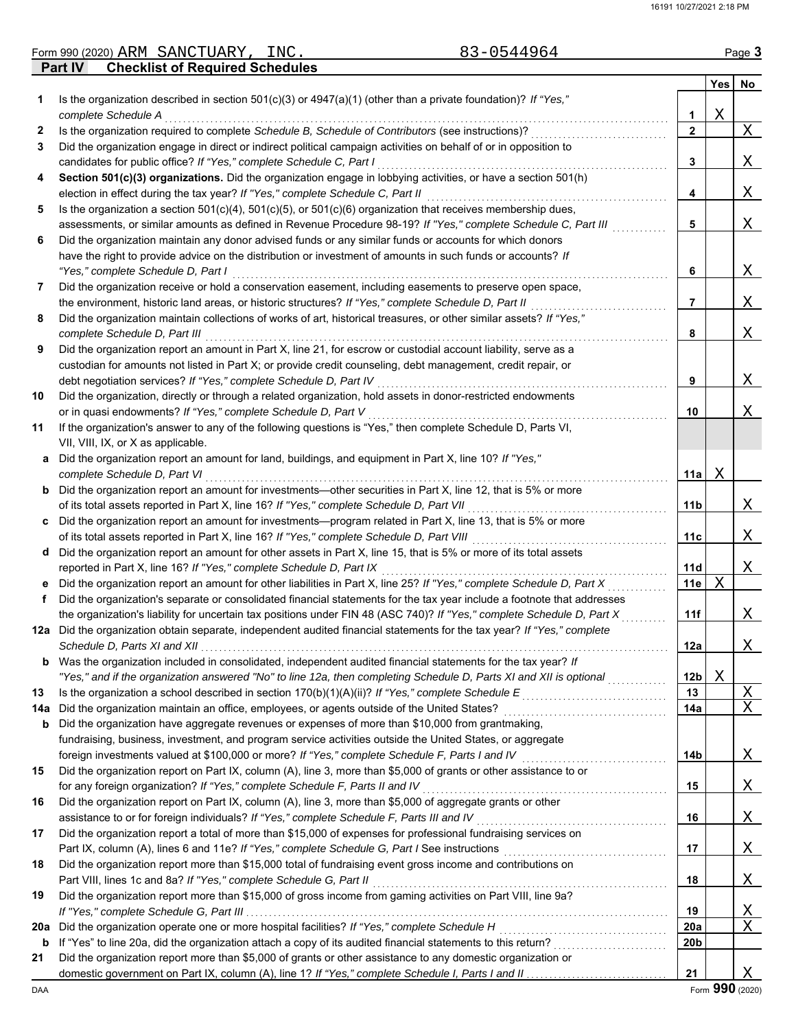Form 990 (2020) ARM SANCTUARY, INC. 83-0544964 Page **3**

## Part IV Checklist of Required Schedules

| | | | Yes | No |
|---|---|---|---|---|
| **1** | Is the organization described in section 501(c)(3) or 4947(a)(1) (other than a private foundation)? *If "Yes," complete Schedule A* | **1** | X | |
| **2** | Is the organization required to complete *Schedule B, Schedule of Contributors* (see instructions)? | **2** | | X |
| **3** | Did the organization engage in direct or indirect political campaign activities on behalf of or in opposition to candidates for public office? *If "Yes," complete Schedule C, Part I* | **3** | | X |
| **4** | **Section 501(c)(3) organizations.** Did the organization engage in lobbying activities, or have a section 501(h) election in effect during the tax year? *If "Yes," complete Schedule C, Part II* | **4** | | X |
| **5** | Is the organization a section 501(c)(4), 501(c)(5), or 501(c)(6) organization that receives membership dues, assessments, or similar amounts as defined in Revenue Procedure 98-19? *If "Yes," complete Schedule C, Part III* | **5** | | X |
| **6** | Did the organization maintain any donor advised funds or any similar funds or accounts for which donors have the right to provide advice on the distribution or investment of amounts in such funds or accounts? *If "Yes," complete Schedule D, Part I* | **6** | | X |
| **7** | Did the organization receive or hold a conservation easement, including easements to preserve open space, the environment, historic land areas, or historic structures? *If "Yes," complete Schedule D, Part II* | **7** | | X |
| **8** | Did the organization maintain collections of works of art, historical treasures, or other similar assets? *If "Yes," complete Schedule D, Part III* | **8** | | X |
| **9** | Did the organization report an amount in Part X, line 21, for escrow or custodial account liability, serve as a custodian for amounts not listed in Part X; or provide credit counseling, debt management, credit repair, or debt negotiation services? *If "Yes," complete Schedule D, Part IV* | **9** | | X |
| **10** | Did the organization, directly or through a related organization, hold assets in donor-restricted endowments or in quasi endowments? *If "Yes," complete Schedule D, Part V* | **10** | | X |
| **11** | If the organization's answer to any of the following questions is "Yes," then complete Schedule D, Parts VI, VII, VIII, IX, or X as applicable. | | | |
| **a** | Did the organization report an amount for land, buildings, and equipment in Part X, line 10? *If "Yes," complete Schedule D, Part VI* | **11a** | X | |
| **b** | Did the organization report an amount for investments—other securities in Part X, line 12, that is 5% or more of its total assets reported in Part X, line 16? *If "Yes," complete Schedule D, Part VII* | **11b** | | X |
| **c** | Did the organization report an amount for investments—program related in Part X, line 13, that is 5% or more of its total assets reported in Part X, line 16? *If "Yes," complete Schedule D, Part VIII* | **11c** | | X |
| **d** | Did the organization report an amount for other assets in Part X, line 15, that is 5% or more of its total assets reported in Part X, line 16? *If "Yes," complete Schedule D, Part IX* | **11d** | | X |
| **e** | Did the organization report an amount for other liabilities in Part X, line 25? *If "Yes," complete Schedule D, Part X* | **11e** | X | |
| **f** | Did the organization's separate or consolidated financial statements for the tax year include a footnote that addresses the organization's liability for uncertain tax positions under FIN 48 (ASC 740)? *If "Yes," complete Schedule D, Part X* | **11f** | | X |
| **12a** | Did the organization obtain separate, independent audited financial statements for the tax year? *If "Yes," complete Schedule D, Parts XI and XII* | **12a** | | X |
| **b** | Was the organization included in consolidated, independent audited financial statements for the tax year? *If "Yes," and if the organization answered "No" to line 12a, then completing Schedule D, Parts XI and XII is optional* | **12b** | X | |
| **13** | Is the organization a school described in section 170(b)(1)(A)(ii)? *If "Yes," complete Schedule E* | **13** | | X |
| **14a** | Did the organization maintain an office, employees, or agents outside of the United States? | **14a** | | X |
| **b** | Did the organization have aggregate revenues or expenses of more than $10,000 from grantmaking, fundraising, business, investment, and program service activities outside the United States, or aggregate foreign investments valued at $100,000 or more? *If "Yes," complete Schedule F, Parts I and IV* | **14b** | | X |
| **15** | Did the organization report on Part IX, column (A), line 3, more than $5,000 of grants or other assistance to or for any foreign organization? *If "Yes," complete Schedule F, Parts II and IV* | **15** | | X |
| **16** | Did the organization report on Part IX, column (A), line 3, more than $5,000 of aggregate grants or other assistance to or for foreign individuals? *If "Yes," complete Schedule F, Parts III and IV* | **16** | | X |
| **17** | Did the organization report a total of more than $15,000 of expenses for professional fundraising services on Part IX, column (A), lines 6 and 11e? *If "Yes," complete Schedule G, Part I* See instructions | **17** | | X |
| **18** | Did the organization report more than $15,000 total of fundraising event gross income and contributions on Part VIII, lines 1c and 8a? *If "Yes," complete Schedule G, Part II* | **18** | | X |
| **19** | Did the organization report more than $15,000 of gross income from gaming activities on Part VIII, line 9a? *If "Yes," complete Schedule G, Part III* | **19** | | X |
| **20a** | Did the organization operate one or more hospital facilities? *If "Yes," complete Schedule H* | **20a** | | X |
| **b** | If "Yes" to line 20a, did the organization attach a copy of its audited financial statements to this return? | **20b** | | |
| **21** | Did the organization report more than $5,000 of grants or other assistance to any domestic organization or domestic government on Part IX, column (A), line 1? *If "Yes," complete Schedule I, Parts I and II* | **21** | | X |

Form **990** (2020)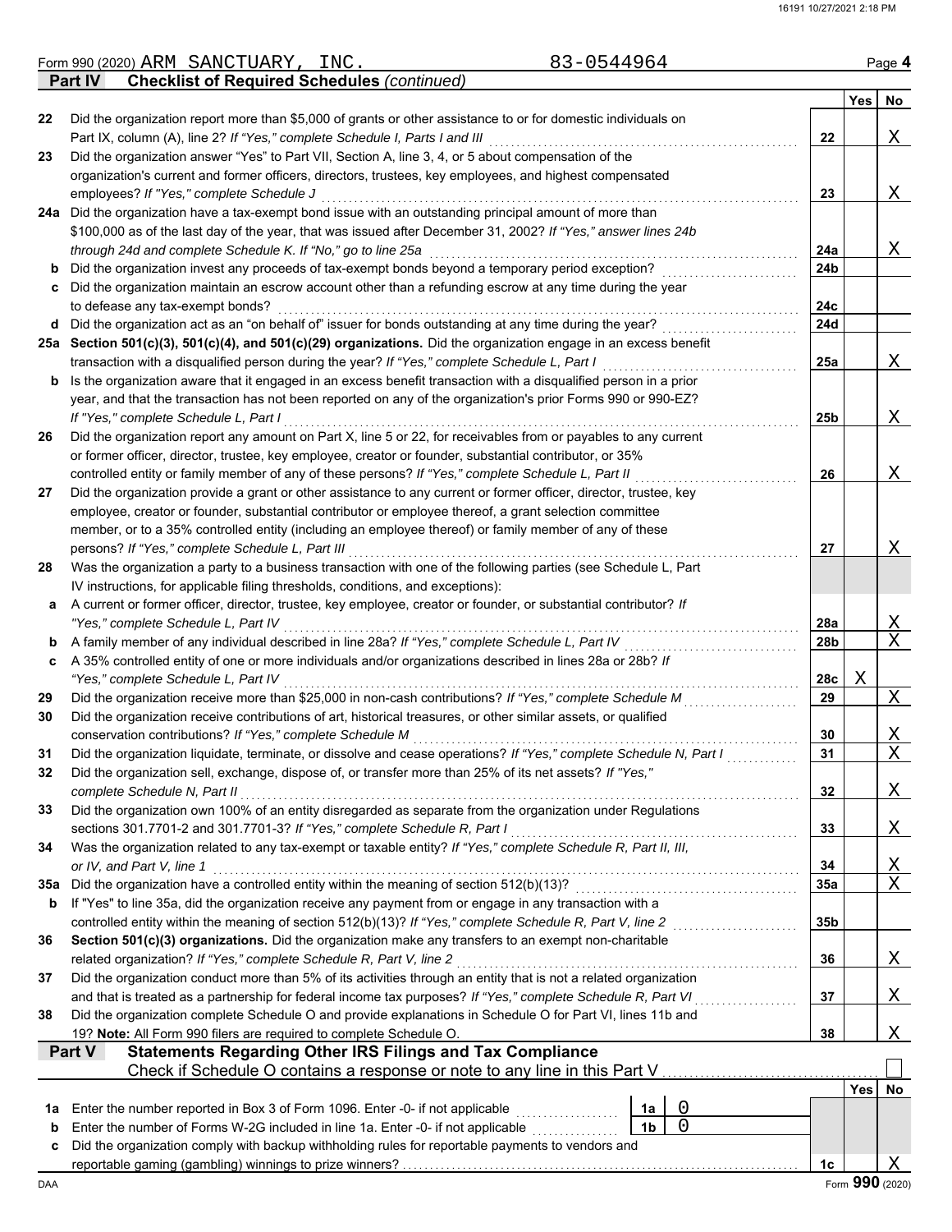Form 990 (2020) ARM SANCTUARY, INC. 83-0544964 Page **4**

**Part IV Checklist of Required Schedules** *(continued)*

| | | | Yes | No |
|---|---|---|---|---|
| **22** | Did the organization report more than $5,000 of grants or other assistance to or for domestic individuals on Part IX, column (A), line 2? *If "Yes," complete Schedule I, Parts I and III* | **22** | | X |
| **23** | Did the organization answer "Yes" to Part VII, Section A, line 3, 4, or 5 about compensation of the organization's current and former officers, directors, trustees, key employees, and highest compensated employees? *If "Yes," complete Schedule J* | **23** | | X |
| **24a** | Did the organization have a tax-exempt bond issue with an outstanding principal amount of more than $100,000 as of the last day of the year, that was issued after December 31, 2002? *If "Yes," answer lines 24b through 24d and complete Schedule K. If "No," go to line 25a* | **24a** | | X |
| **b** | Did the organization invest any proceeds of tax-exempt bonds beyond a temporary period exception? | **24b** | | |
| **c** | Did the organization maintain an escrow account other than a refunding escrow at any time during the year to defease any tax-exempt bonds? | **24c** | | |
| **d** | Did the organization act as an "on behalf of" issuer for bonds outstanding at any time during the year? | **24d** | | |
| **25a** | **Section 501(c)(3), 501(c)(4), and 501(c)(29) organizations.** Did the organization engage in an excess benefit transaction with a disqualified person during the year? *If "Yes," complete Schedule L, Part I* | **25a** | | X |
| **b** | Is the organization aware that it engaged in an excess benefit transaction with a disqualified person in a prior year, and that the transaction has not been reported on any of the organization's prior Forms 990 or 990-EZ? *If "Yes," complete Schedule L, Part I* | **25b** | | X |
| **26** | Did the organization report any amount on Part X, line 5 or 22, for receivables from or payables to any current or former officer, director, trustee, key employee, creator or founder, substantial contributor, or 35% controlled entity or family member of any of these persons? *If "Yes," complete Schedule L, Part II* | **26** | | X |
| **27** | Did the organization provide a grant or other assistance to any current or former officer, director, trustee, key employee, creator or founder, substantial contributor or employee thereof, a grant selection committee member, or to a 35% controlled entity (including an employee thereof) or family member of any of these persons? *If "Yes," complete Schedule L, Part III* | **27** | | X |
| **28** | Was the organization a party to a business transaction with one of the following parties (see Schedule L, Part IV instructions, for applicable filing thresholds, conditions, and exceptions): | | | |
| **a** | A current or former officer, director, trustee, key employee, creator or founder, or substantial contributor? *If "Yes," complete Schedule L, Part IV* | **28a** | | X |
| **b** | A family member of any individual described in line 28a? *If "Yes," complete Schedule L, Part IV* | **28b** | | X |
| **c** | A 35% controlled entity of one or more individuals and/or organizations described in lines 28a or 28b? *If "Yes," complete Schedule L, Part IV* | **28c** | X | |
| **29** | Did the organization receive more than $25,000 in non-cash contributions? *If "Yes," complete Schedule M* | **29** | | X |
| **30** | Did the organization receive contributions of art, historical treasures, or other similar assets, or qualified conservation contributions? *If "Yes," complete Schedule M* | **30** | | X |
| **31** | Did the organization liquidate, terminate, or dissolve and cease operations? *If "Yes," complete Schedule N, Part I* | **31** | | X |
| **32** | Did the organization sell, exchange, dispose of, or transfer more than 25% of its net assets? *If "Yes," complete Schedule N, Part II* | **32** | | X |
| **33** | Did the organization own 100% of an entity disregarded as separate from the organization under Regulations sections 301.7701-2 and 301.7701-3? *If "Yes," complete Schedule R, Part I* | **33** | | X |
| **34** | Was the organization related to any tax-exempt or taxable entity? *If "Yes," complete Schedule R, Part II, III, or IV, and Part V, line 1* | **34** | | X |
| **35a** | Did the organization have a controlled entity within the meaning of section 512(b)(13)? | **35a** | | X |
| **b** | If "Yes" to line 35a, did the organization receive any payment from or engage in any transaction with a controlled entity within the meaning of section 512(b)(13)? *If "Yes," complete Schedule R, Part V, line 2* | **35b** | | |
| **36** | **Section 501(c)(3) organizations.** Did the organization make any transfers to an exempt non-charitable related organization? *If "Yes," complete Schedule R, Part V, line 2* | **36** | | X |
| **37** | Did the organization conduct more than 5% of its activities through an entity that is not a related organization and that is treated as a partnership for federal income tax purposes? *If "Yes," complete Schedule R, Part VI* | **37** | | X |
| **38** | Did the organization complete Schedule O and provide explanations in Schedule O for Part VI, lines 11b and 19? **Note:** All Form 990 filers are required to complete Schedule O. | **38** | | X |

**Part V Statements Regarding Other IRS Filings and Tax Compliance**

Check if Schedule O contains a response or note to any line in this Part V ☐

| | | | | | Yes | No |
|---|---|---|---|---|---|---|
| **1a** | Enter the number reported in Box 3 of Form 1096. Enter -0- if not applicable | **1a** | 0 | | | |
| **b** | Enter the number of Forms W-2G included in line 1a. Enter -0- if not applicable | **1b** | 0 | | | |
| **c** | Did the organization comply with backup withholding rules for reportable payments to vendors and reportable gaming (gambling) winnings to prize winners? | | | **1c** | | X |

DAA Form **990** (2020)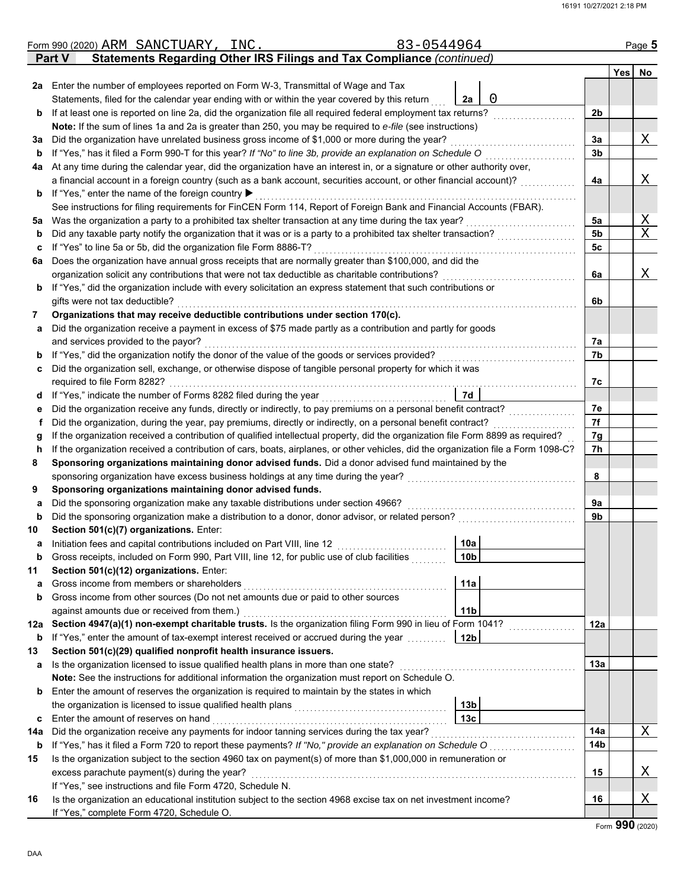Form 990 (2020) ARM SANCTUARY, INC. 83-0544964 Page **5**

## Part V Statements Regarding Other IRS Filings and Tax Compliance *(continued)*

| | | | Yes | No |
|---|---|---|---|---|
| **2a** | Enter the number of employees reported on Form W-3, Transmittal of Wage and Tax Statements, filed for the calendar year ending with or within the year covered by this return — **2a** 0 | | | |
| **b** | If at least one is reported on line 2a, did the organization file all required federal employment tax returns? | **2b** | | |
| | **Note:** If the sum of lines 1a and 2a is greater than 250, you may be required to *e-file* (see instructions) | | | |
| **3a** | Did the organization have unrelated business gross income of $1,000 or more during the year? | **3a** | | X |
| **b** | If "Yes," has it filed a Form 990-T for this year? *If "No" to line 3b, provide an explanation on Schedule O* | **3b** | | |
| **4a** | At any time during the calendar year, did the organization have an interest in, or a signature or other authority over, a financial account in a foreign country (such as a bank account, securities account, or other financial account)? | **4a** | | X |
| **b** | If "Yes," enter the name of the foreign country ▶ | | | |
| | See instructions for filing requirements for FinCEN Form 114, Report of Foreign Bank and Financial Accounts (FBAR). | | | |
| **5a** | Was the organization a party to a prohibited tax shelter transaction at any time during the tax year? | **5a** | | X |
| **b** | Did any taxable party notify the organization that it was or is a party to a prohibited tax shelter transaction? | **5b** | | X |
| **c** | If "Yes" to line 5a or 5b, did the organization file Form 8886-T? | **5c** | | |
| **6a** | Does the organization have annual gross receipts that are normally greater than $100,000, and did the organization solicit any contributions that were not tax deductible as charitable contributions? | **6a** | | X |
| **b** | If "Yes," did the organization include with every solicitation an express statement that such contributions or gifts were not tax deductible? | **6b** | | |
| **7** | **Organizations that may receive deductible contributions under section 170(c).** | | | |
| **a** | Did the organization receive a payment in excess of $75 made partly as a contribution and partly for goods and services provided to the payor? | **7a** | | |
| **b** | If "Yes," did the organization notify the donor of the value of the goods or services provided? | **7b** | | |
| **c** | Did the organization sell, exchange, or otherwise dispose of tangible personal property for which it was required to file Form 8282? | **7c** | | |
| **d** | If "Yes," indicate the number of Forms 8282 filed during the year — **7d** | | | |
| **e** | Did the organization receive any funds, directly or indirectly, to pay premiums on a personal benefit contract? | **7e** | | |
| **f** | Did the organization, during the year, pay premiums, directly or indirectly, on a personal benefit contract? | **7f** | | |
| **g** | If the organization received a contribution of qualified intellectual property, did the organization file Form 8899 as required? | **7g** | | |
| **h** | If the organization received a contribution of cars, boats, airplanes, or other vehicles, did the organization file a Form 1098-C? | **7h** | | |
| **8** | **Sponsoring organizations maintaining donor advised funds.** Did a donor advised fund maintained by the sponsoring organization have excess business holdings at any time during the year? | **8** | | |
| **9** | **Sponsoring organizations maintaining donor advised funds.** | | | |
| **a** | Did the sponsoring organization make any taxable distributions under section 4966? | **9a** | | |
| **b** | Did the sponsoring organization make a distribution to a donor, donor advisor, or related person? | **9b** | | |
| **10** | **Section 501(c)(7) organizations.** Enter: | | | |
| **a** | Initiation fees and capital contributions included on Part VIII, line 12 — **10a** | | | |
| **b** | Gross receipts, included on Form 990, Part VIII, line 12, for public use of club facilities — **10b** | | | |
| **11** | **Section 501(c)(12) organizations.** Enter: | | | |
| **a** | Gross income from members or shareholders — **11a** | | | |
| **b** | Gross income from other sources (Do not net amounts due or paid to other sources against amounts due or received from them.) — **11b** | | | |
| **12a** | **Section 4947(a)(1) non-exempt charitable trusts.** Is the organization filing Form 990 in lieu of Form 1041? | **12a** | | |
| **b** | If "Yes," enter the amount of tax-exempt interest received or accrued during the year — **12b** | | | |
| **13** | **Section 501(c)(29) qualified nonprofit health insurance issuers.** | | | |
| **a** | Is the organization licensed to issue qualified health plans in more than one state? | **13a** | | |
| | **Note:** See the instructions for additional information the organization must report on Schedule O. | | | |
| **b** | Enter the amount of reserves the organization is required to maintain by the states in which the organization is licensed to issue qualified health plans — **13b** | | | |
| **c** | Enter the amount of reserves on hand — **13c** | | | |
| **14a** | Did the organization receive any payments for indoor tanning services during the tax year? | **14a** | | X |
| **b** | If "Yes," has it filed a Form 720 to report these payments? *If "No," provide an explanation on Schedule O* | **14b** | | |
| **15** | Is the organization subject to the section 4960 tax on payment(s) of more than $1,000,000 in remuneration or excess parachute payment(s) during the year? | **15** | | X |
| | If "Yes," see instructions and file Form 4720, Schedule N. | | | |
| **16** | Is the organization an educational institution subject to the section 4968 excise tax on net investment income? | **16** | | X |
| | If "Yes," complete Form 4720, Schedule O. | | | |

Form **990** (2020)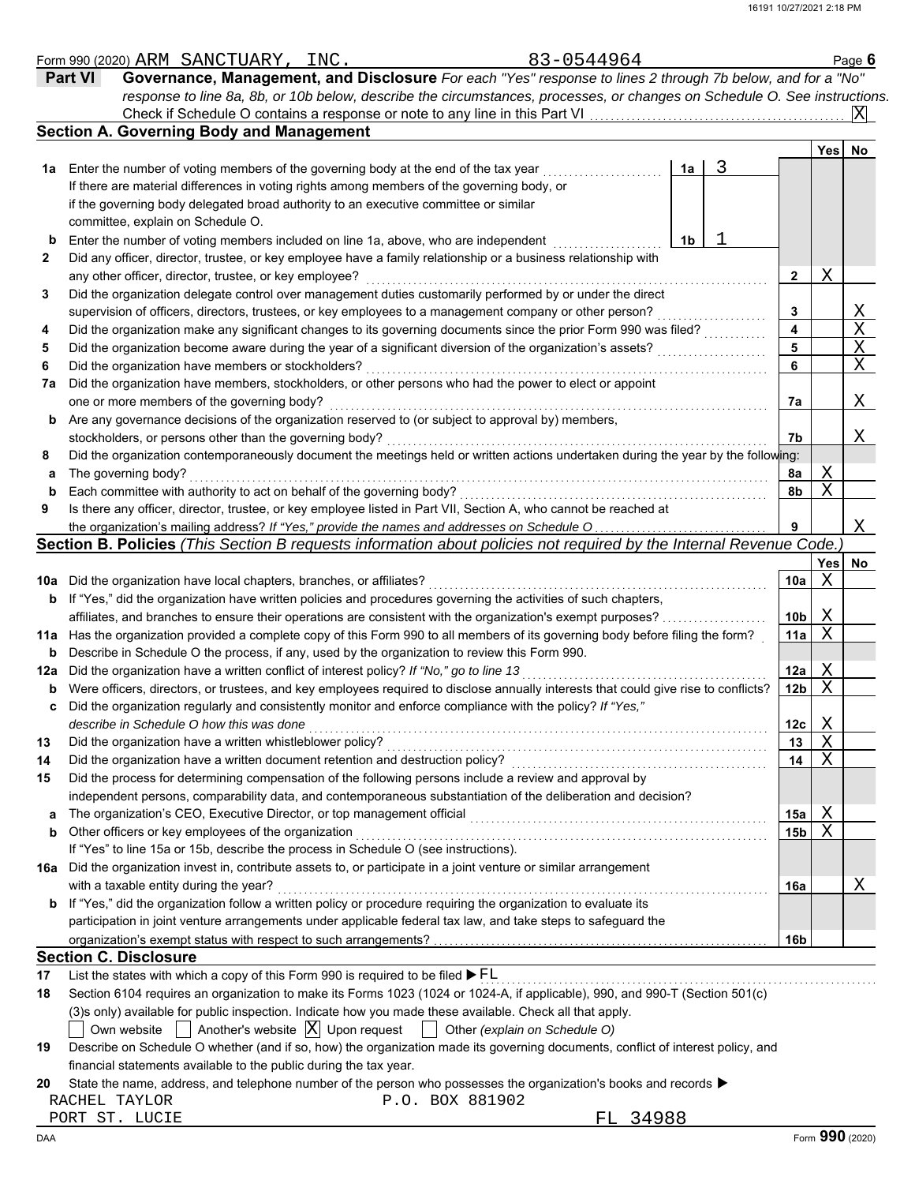Form 990 (2020) ARM SANCTUARY, INC. 83-0544964 Page **6**

## Part VI Governance, Management, and Disclosure

*For each "Yes" response to lines 2 through 7b below, and for a "No" response to line 8a, 8b, or 10b below, describe the circumstances, processes, or changes on Schedule O. See instructions.*

Check if Schedule O contains a response or note to any line in this Part VI ☒

### Section A. Governing Body and Management

| | | | | Yes | No |
|---|---|---|---|---|---|
| **1a** | Enter the number of voting members of the governing body at the end of the tax year — If there are material differences in voting rights among members of the governing body, or if the governing body delegated broad authority to an executive committee or similar committee, explain on Schedule O. | 1a: 3 | | | |
| **b** | Enter the number of voting members included on line 1a, above, who are independent | 1b: 1 | | | |
| **2** | Did any officer, director, trustee, or key employee have a family relationship or a business relationship with any other officer, director, trustee, or key employee? | | 2 | X | |
| **3** | Did the organization delegate control over management duties customarily performed by or under the direct supervision of officers, directors, trustees, or key employees to a management company or other person? | | 3 | | X |
| **4** | Did the organization make any significant changes to its governing documents since the prior Form 990 was filed? | | 4 | | X |
| **5** | Did the organization become aware during the year of a significant diversion of the organization's assets? | | 5 | | X |
| **6** | Did the organization have members or stockholders? | | 6 | | X |
| **7a** | Did the organization have members, stockholders, or other persons who had the power to elect or appoint one or more members of the governing body? | | 7a | | X |
| **b** | Are any governance decisions of the organization reserved to (or subject to approval by) members, stockholders, or persons other than the governing body? | | 7b | | X |
| **8** | Did the organization contemporaneously document the meetings held or written actions undertaken during the year by the following: | | | | |
| **a** | The governing body? | | 8a | X | |
| **b** | Each committee with authority to act on behalf of the governing body? | | 8b | X | |
| **9** | Is there any officer, director, trustee, or key employee listed in Part VII, Section A, who cannot be reached at the organization's mailing address? *If "Yes," provide the names and addresses on Schedule O* | | 9 | | X |

### Section B. Policies *(This Section B requests information about policies not required by the Internal Revenue Code.)*

| | | | Yes | No |
|---|---|---|---|---|
| **10a** | Did the organization have local chapters, branches, or affiliates? | 10a | X | |
| **b** | If "Yes," did the organization have written policies and procedures governing the activities of such chapters, affiliates, and branches to ensure their operations are consistent with the organization's exempt purposes? | 10b | X | |
| **11a** | Has the organization provided a complete copy of this Form 990 to all members of its governing body before filing the form? | 11a | X | |
| **b** | Describe in Schedule O the process, if any, used by the organization to review this Form 990. | | | |
| **12a** | Did the organization have a written conflict of interest policy? *If "No," go to line 13* | 12a | X | |
| **b** | Were officers, directors, or trustees, and key employees required to disclose annually interests that could give rise to conflicts? | 12b | X | |
| **c** | Did the organization regularly and consistently monitor and enforce compliance with the policy? *If "Yes," describe in Schedule O how this was done* | 12c | X | |
| **13** | Did the organization have a written whistleblower policy? | 13 | X | |
| **14** | Did the organization have a written document retention and destruction policy? | 14 | X | |
| **15** | Did the process for determining compensation of the following persons include a review and approval by independent persons, comparability data, and contemporaneous substantiation of the deliberation and decision? | | | |
| **a** | The organization's CEO, Executive Director, or top management official | 15a | X | |
| **b** | Other officers or key employees of the organization | 15b | X | |
| | If "Yes" to line 15a or 15b, describe the process in Schedule O (see instructions). | | | |
| **16a** | Did the organization invest in, contribute assets to, or participate in a joint venture or similar arrangement with a taxable entity during the year? | 16a | | X |
| **b** | If "Yes," did the organization follow a written policy or procedure requiring the organization to evaluate its participation in joint venture arrangements under applicable federal tax law, and take steps to safeguard the organization's exempt status with respect to such arrangements? | 16b | | |

### Section C. Disclosure

**17** List the states with which a copy of this Form 990 is required to be filed ▶ FL

**18** Section 6104 requires an organization to make its Forms 1023 (1024 or 1024-A, if applicable), 990, and 990-T (Section 501(c)(3)s only) available for public inspection. Indicate how you made these available. Check all that apply.

☐ Own website ☐ Another's website ☒ Upon request ☐ Other *(explain on Schedule O)*

**19** Describe on Schedule O whether (and if so, how) the organization made its governing documents, conflict of interest policy, and financial statements available to the public during the tax year.

**20** State the name, address, and telephone number of the person who possesses the organization's books and records ▶

RACHEL TAYLOR P.O. BOX 881902
PORT ST. LUCIE FL 34988

Form **990** (2020)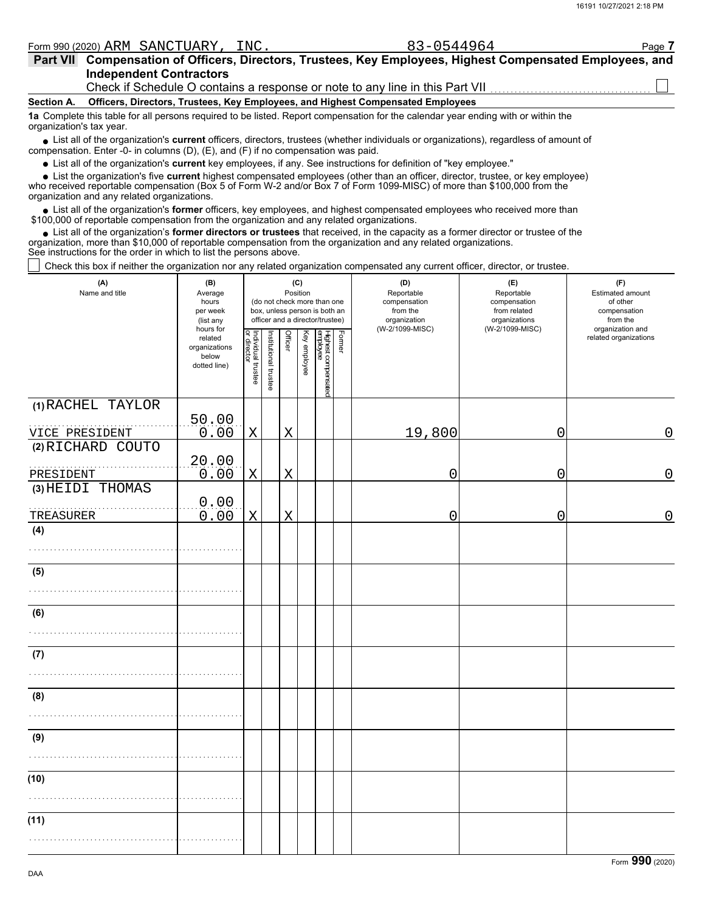Form 990 (2020) ARM SANCTUARY, INC. 83-0544964 Page 7

**Part VII Compensation of Officers, Directors, Trustees, Key Employees, Highest Compensated Employees, and Independent Contractors**

Check if Schedule O contains a response or note to any line in this Part VII ☐

**Section A. Officers, Directors, Trustees, Key Employees, and Highest Compensated Employees**

**1a** Complete this table for all persons required to be listed. Report compensation for the calendar year ending with or within the organization's tax year.

- List all of the organization's **current** officers, directors, trustees (whether individuals or organizations), regardless of amount of compensation. Enter -0- in columns (D), (E), and (F) if no compensation was paid.
- List all of the organization's **current** key employees, if any. See instructions for definition of "key employee."
- List the organization's five **current** highest compensated employees (other than an officer, director, trustee, or key employee) who received reportable compensation (Box 5 of Form W-2 and/or Box 7 of Form 1099-MISC) of more than $100,000 from the organization and any related organizations.
- List all of the organization's **former** officers, key employees, and highest compensated employees who received more than $100,000 of reportable compensation from the organization and any related organizations.
- List all of the organization's **former directors or trustees** that received, in the capacity as a former director or trustee of the organization, more than $10,000 of reportable compensation from the organization and any related organizations.

See instructions for the order in which to list the persons above.

☐ Check this box if neither the organization nor any related organization compensated any current officer, director, or trustee.

| (A) Name and title | (B) Average hours per week (list any hours for related organizations below dotted line) | (C) Position: Individual trustee or director | Institutional trustee | Officer | Key employee | Highest compensated employee | Former | (D) Reportable compensation from the organization (W-2/1099-MISC) | (E) Reportable compensation from related organizations (W-2/1099-MISC) | (F) Estimated amount of other compensation from the organization and related organizations |
|---|---|---|---|---|---|---|---|---|---|---|
| (1) RACHEL TAYLOR<br>VICE PRESIDENT | 50.00<br>0.00 | X | | X | | | | 19,800 | 0 | 0 |
| (2) RICHARD COUTO<br>PRESIDENT | 20.00<br>0.00 | X | | X | | | | 0 | 0 | 0 |
| (3) HEIDI THOMAS<br>TREASURER | 0.00<br>0.00 | X | | X | | | | 0 | 0 | 0 |
| (4) | | | | | | | | | | |
| (5) | | | | | | | | | | |
| (6) | | | | | | | | | | |
| (7) | | | | | | | | | | |
| (8) | | | | | | | | | | |
| (9) | | | | | | | | | | |
| (10) | | | | | | | | | | |
| (11) | | | | | | | | | | |

Form **990** (2020)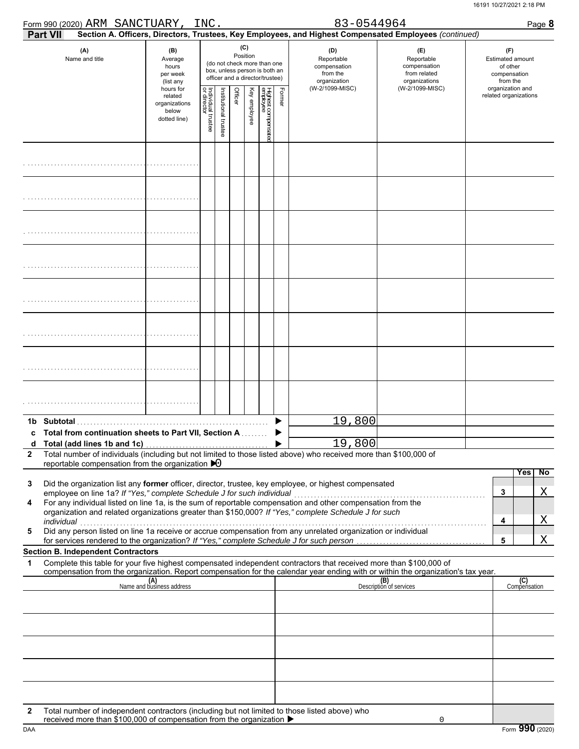Form 990 (2020) ARM SANCTUARY, INC. 83-0544964 Page **8**

**Part VII** **Section A. Officers, Directors, Trustees, Key Employees, and Highest Compensated Employees** *(continued)*

| (A) Name and title | (B) Average hours per week (list any hours for related organizations below dotted line) | (C) Position (do not check more than one box, unless person is both an officer and a director/trustee) Individual trustee or director | Institutional trustee | Officer | Key employee | Highest compensated employee | Former | (D) Reportable compensation from the organization (W-2/1099-MISC) | (E) Reportable compensation from related organizations (W-2/1099-MISC) | (F) Estimated amount of other compensation from the organization and related organizations |
|---|---|---|---|---|---|---|---|---|---|---|
| | | | | | | | | | | |
| | | | | | | | | | | |
| | | | | | | | | | | |
| | | | | | | | | | | |
| | | | | | | | | | | |
| | | | | | | | | | | |
| | | | | | | | | | | |
| | | | | | | | | | | |
| **1b Subtotal** | | | | | | | | 19,800 | | |
| **c Total from continuation sheets to Part VII, Section A** | | | | | | | | | | |
| **d Total (add lines 1b and 1c)** | | | | | | | | 19,800 | | |

**2** Total number of individuals (including but not limited to those listed above) who received more than $100,000 of reportable compensation from the organization ▶ 0

| | | Yes | No |
|---|---|---|---|
| **3** Did the organization list any **former** officer, director, trustee, key employee, or highest compensated employee on line 1a? *If "Yes," complete Schedule J for such individual* | 3 | | X |
| **4** For any individual listed on line 1a, is the sum of reportable compensation and other compensation from the organization and related organizations greater than $150,000? *If "Yes," complete Schedule J for such individual* | 4 | | X |
| **5** Did any person listed on line 1a receive or accrue compensation from any unrelated organization or individual for services rendered to the organization? *If "Yes," complete Schedule J for such person* | 5 | | X |

**Section B. Independent Contractors**

**1** Complete this table for your five highest compensated independent contractors that received more than $100,000 of compensation from the organization. Report compensation for the calendar year ending with or within the organization's tax year.

| (A) Name and business address | (B) Description of services | (C) Compensation |
|---|---|---|
| | | |
| | | |
| | | |
| | | |
| | | |

**2** Total number of independent contractors (including but not limited to those listed above) who received more than $100,000 of compensation from the organization ▶ 0

DAA Form **990** (2020)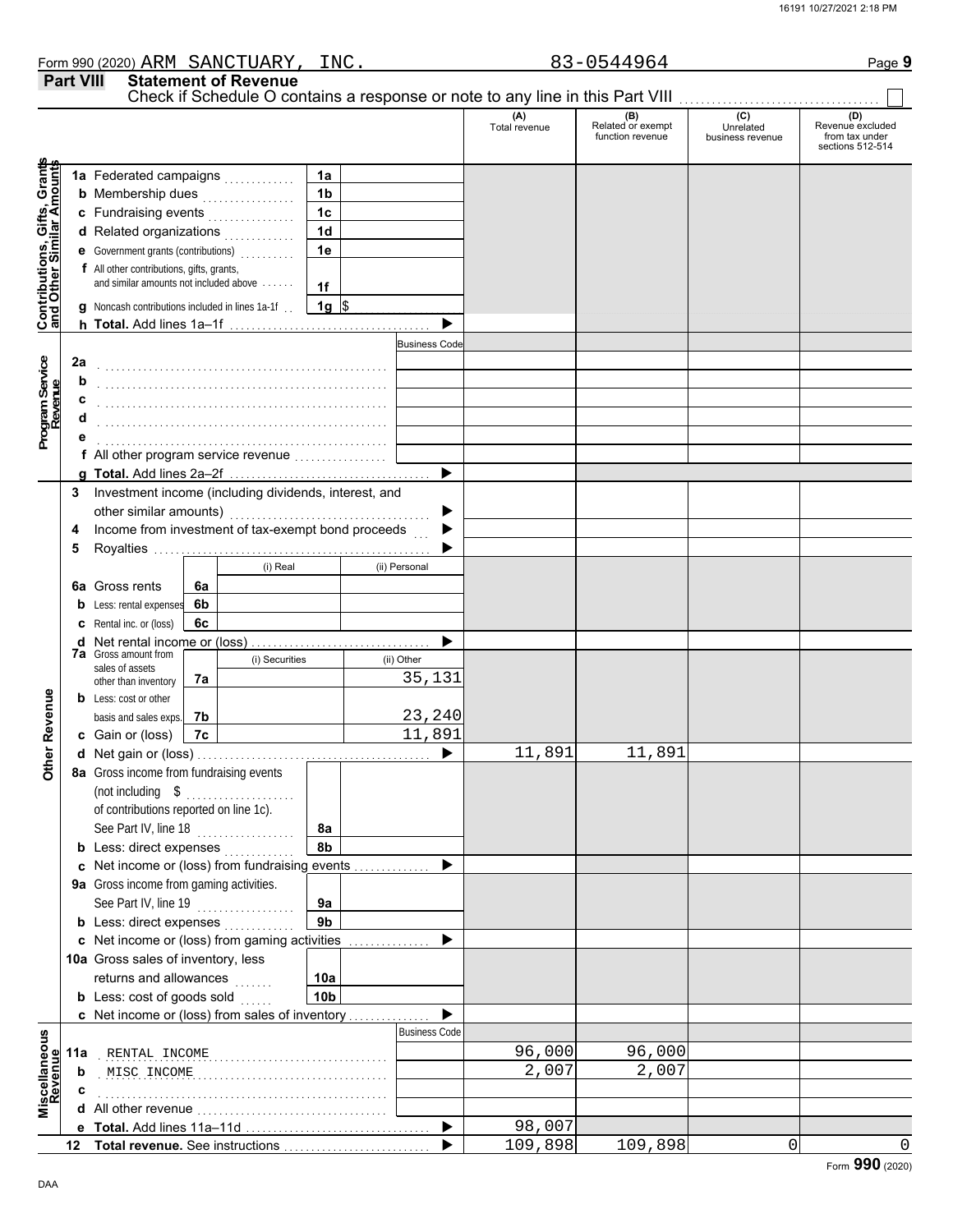Form 990 (2020) ARM SANCTUARY, INC. 83-0544964

## Part VIII Statement of Revenue

Check if Schedule O contains a response or note to any line in this Part VIII ☐

| | | | | (A) Total revenue | (B) Related or exempt function revenue | (C) Unrelated business revenue | (D) Revenue excluded from tax under sections 512-514 |
|---|---|---|---|---|---|---|---|
| **Contributions, Gifts, Grants and Other Similar Amounts** | 1a Federated campaigns | 1a | | | | | |
| | b Membership dues | 1b | | | | | |
| | c Fundraising events | 1c | | | | | |
| | d Related organizations | 1d | | | | | |
| | e Government grants (contributions) | 1e | | | | | |
| | f All other contributions, gifts, grants, and similar amounts not included above | 1f | | | | | |
| | g Noncash contributions included in lines 1a-1f | 1g | $ | | | | |
| | h **Total.** Add lines 1a–1f | | ▶ | | | | |
| **Program Service Revenue** | | | Business Code | | | | |
| | 2a | | | | | | |
| | b | | | | | | |
| | c | | | | | | |
| | d | | | | | | |
| | e | | | | | | |
| | f All other program service revenue | | | | | | |
| | g **Total.** Add lines 2a–2f | | ▶ | | | | |
| **Other Revenue** | 3 Investment income (including dividends, interest, and other similar amounts) | | ▶ | | | | |
| | 4 Income from investment of tax-exempt bond proceeds | | ▶ | | | | |
| | 5 Royalties | | ▶ | | | | |
| | | (i) Real | (ii) Personal | | | | |
| | 6a Gross rents (6a) | | | | | | |
| | b Less: rental expenses (6b) | | | | | | |
| | c Rental inc. or (loss) (6c) | | | | | | |
| | d Net rental income or (loss) | | ▶ | | | | |
| | | (i) Securities | (ii) Other | | | | |
| | 7a Gross amount from sales of assets other than inventory (7a) | | 35,131 | | | | |
| | b Less: cost or other basis and sales exps. (7b) | | 23,240 | | | | |
| | c Gain or (loss) (7c) | | 11,891 | | | | |
| | d Net gain or (loss) | | ▶ | 11,891 | 11,891 | | |
| | 8a Gross income from fundraising events (not including $ of contributions reported on line 1c). See Part IV, line 18 | 8a | | | | | |
| | b Less: direct expenses | 8b | | | | | |
| | c Net income or (loss) from fundraising events | | ▶ | | | | |
| | 9a Gross income from gaming activities. See Part IV, line 19 | 9a | | | | | |
| | b Less: direct expenses | 9b | | | | | |
| | c Net income or (loss) from gaming activities | | ▶ | | | | |
| | 10a Gross sales of inventory, less returns and allowances | 10a | | | | | |
| | b Less: cost of goods sold | 10b | | | | | |
| | c Net income or (loss) from sales of inventory | | ▶ | | | | |
| **Miscellaneous Revenue** | | | Business Code | | | | |
| | 11a RENTAL INCOME | | | 96,000 | 96,000 | | |
| | b MISC INCOME | | | 2,007 | 2,007 | | |
| | c | | | | | | |
| | d All other revenue | | | | | | |
| | e **Total.** Add lines 11a–11d | | ▶ | 98,007 | | | |
| | 12 **Total revenue.** See instructions | | ▶ | 109,898 | 109,898 | 0 | 0 |

Form **990** (2020)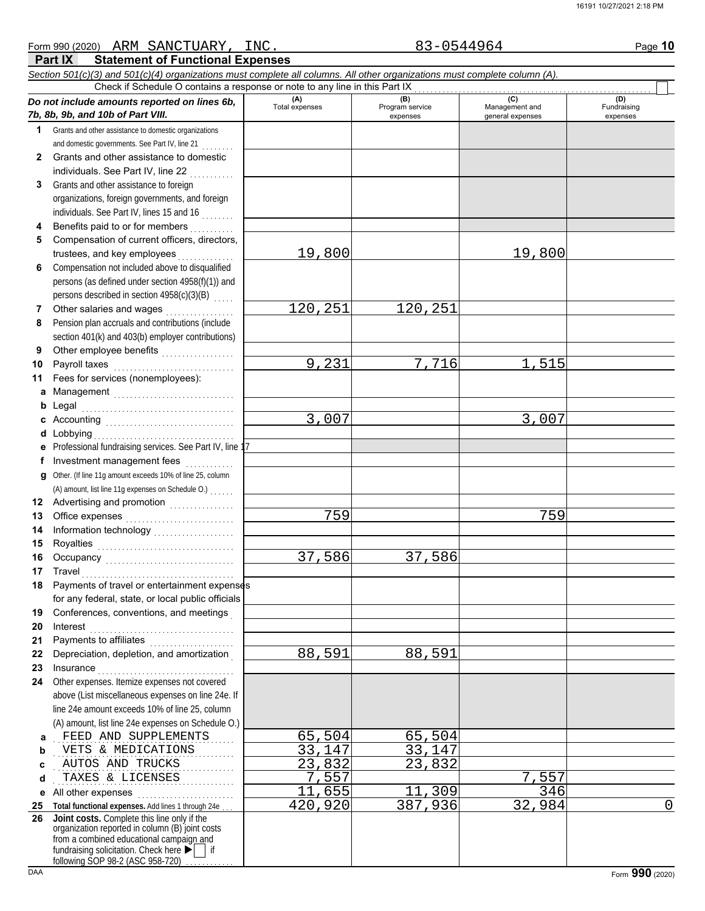Form 990 (2020) ARM SANCTUARY, INC. 83-0544964 Page 10

## Part IX Statement of Functional Expenses

*Section 501(c)(3) and 501(c)(4) organizations must complete all columns. All other organizations must complete column (A).*

Check if Schedule O contains a response or note to any line in this Part IX ☐

| *Do not include amounts reported on lines 6b, 7b, 8b, 9b, and 10b of Part VIII.* | (A) Total expenses | (B) Program service expenses | (C) Management and general expenses | (D) Fundraising expenses |
|---|---|---|---|---|
| **1** Grants and other assistance to domestic organizations and domestic governments. See Part IV, line 21 | | | | |
| **2** Grants and other assistance to domestic individuals. See Part IV, line 22 | | | | |
| **3** Grants and other assistance to foreign organizations, foreign governments, and foreign individuals. See Part IV, lines 15 and 16 | | | | |
| **4** Benefits paid to or for members | | | | |
| **5** Compensation of current officers, directors, trustees, and key employees | 19,800 | | 19,800 | |
| **6** Compensation not included above to disqualified persons (as defined under section 4958(f)(1)) and persons described in section 4958(c)(3)(B) | | | | |
| **7** Other salaries and wages | 120,251 | 120,251 | | |
| **8** Pension plan accruals and contributions (include section 401(k) and 403(b) employer contributions) | | | | |
| **9** Other employee benefits | | | | |
| **10** Payroll taxes | 9,231 | 7,716 | 1,515 | |
| **11** Fees for services (nonemployees): | | | | |
| **a** Management | | | | |
| **b** Legal | | | | |
| **c** Accounting | 3,007 | | 3,007 | |
| **d** Lobbying | | | | |
| **e** Professional fundraising services. See Part IV, line 17 | | | | |
| **f** Investment management fees | | | | |
| **g** Other. (If line 11g amount exceeds 10% of line 25, column (A) amount, list line 11g expenses on Schedule O.) | | | | |
| **12** Advertising and promotion | | | | |
| **13** Office expenses | 759 | | 759 | |
| **14** Information technology | | | | |
| **15** Royalties | | | | |
| **16** Occupancy | 37,586 | 37,586 | | |
| **17** Travel | | | | |
| **18** Payments of travel or entertainment expenses for any federal, state, or local public officials | | | | |
| **19** Conferences, conventions, and meetings | | | | |
| **20** Interest | | | | |
| **21** Payments to affiliates | | | | |
| **22** Depreciation, depletion, and amortization | 88,591 | 88,591 | | |
| **23** Insurance | | | | |
| **24** Other expenses. Itemize expenses not covered above (List miscellaneous expenses on line 24e. If line 24e amount exceeds 10% of line 25, column (A) amount, list line 24e expenses on Schedule O.) | | | | |
| **a** FEED AND SUPPLEMENTS | 65,504 | 65,504 | | |
| **b** VETS & MEDICATIONS | 33,147 | 33,147 | | |
| **c** AUTOS AND TRUCKS | 23,832 | 23,832 | | |
| **d** TAXES & LICENSES | 7,557 | | 7,557 | |
| **e** All other expenses | 11,655 | 11,309 | 346 | |
| **25 Total functional expenses.** Add lines 1 through 24e | 420,920 | 387,936 | 32,984 | 0 |
| **26 Joint costs.** Complete this line only if the organization reported in column (B) joint costs from a combined educational campaign and fundraising solicitation. Check here ▶ ☐ if following SOP 98-2 (ASC 958-720) | | | | |

DAA Form **990** (2020)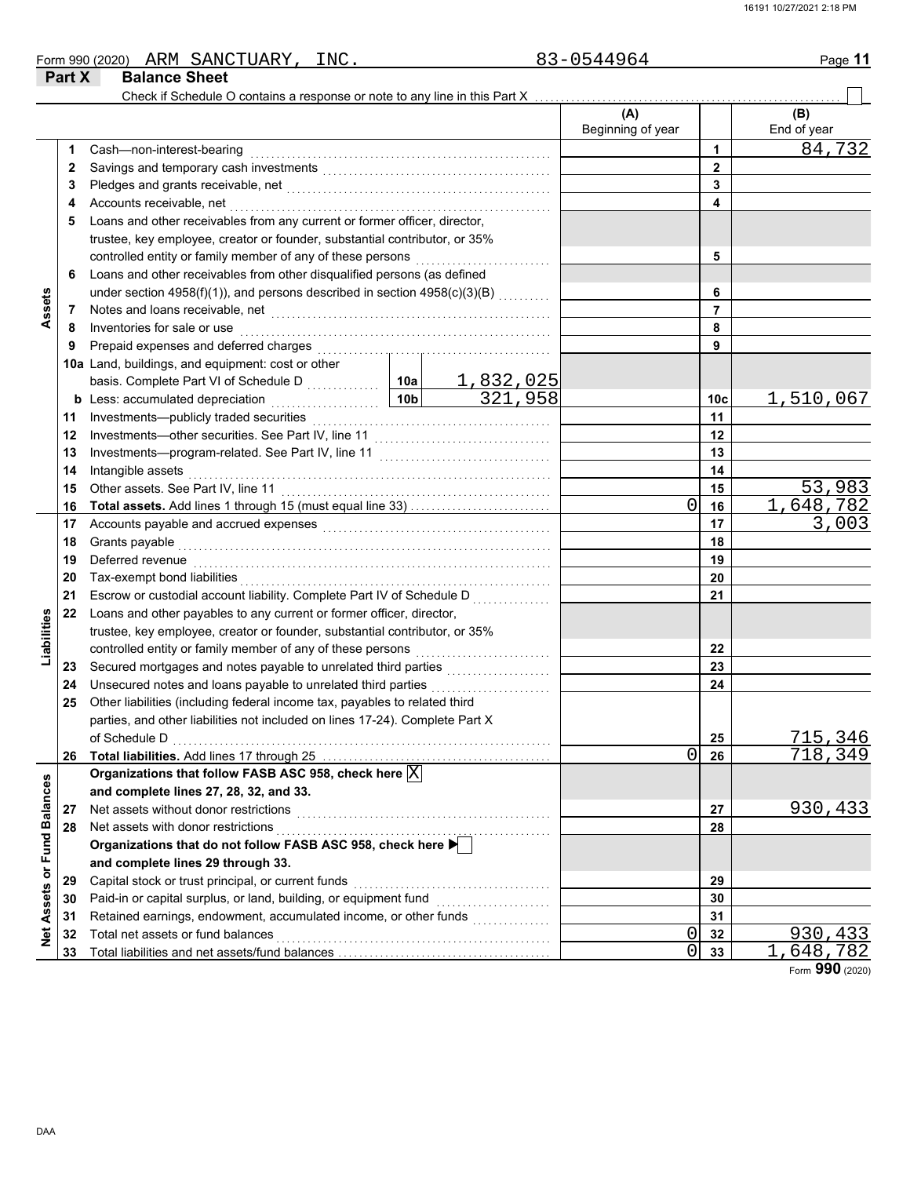Form 990 (2020) ARM SANCTUARY, INC. 83-0544964

## Part X Balance Sheet

Check if Schedule O contains a response or note to any line in this Part X . . . . . . ☐

| Section | Line | Description | | | (A) Beginning of year | | (B) End of year |
|---|---|---|---|---|---|---|---|
| Assets | 1 | Cash—non-interest-bearing | | | | 1 | 84,732 |
| | 2 | Savings and temporary cash investments | | | | 2 | |
| | 3 | Pledges and grants receivable, net | | | | 3 | |
| | 4 | Accounts receivable, net | | | | 4 | |
| | 5 | Loans and other receivables from any current or former officer, director, trustee, key employee, creator or founder, substantial contributor, or 35% controlled entity or family member of any of these persons | | | | 5 | |
| | 6 | Loans and other receivables from other disqualified persons (as defined under section 4958(f)(1)), and persons described in section 4958(c)(3)(B) | | | | 6 | |
| | 7 | Notes and loans receivable, net | | | | 7 | |
| | 8 | Inventories for sale or use | | | | 8 | |
| | 9 | Prepaid expenses and deferred charges | | | | 9 | |
| | 10a | Land, buildings, and equipment: cost or other basis. Complete Part VI of Schedule D | 10a | 1,832,025 | | | |
| | b | Less: accumulated depreciation | 10b | 321,958 | | 10c | 1,510,067 |
| | 11 | Investments—publicly traded securities | | | | 11 | |
| | 12 | Investments—other securities. See Part IV, line 11 | | | | 12 | |
| | 13 | Investments—program-related. See Part IV, line 11 | | | | 13 | |
| | 14 | Intangible assets | | | | 14 | |
| | 15 | Other assets. See Part IV, line 11 | | | | 15 | 53,983 |
| | 16 | **Total assets.** Add lines 1 through 15 (must equal line 33) | | | 0 | 16 | 1,648,782 |
| Liabilities | 17 | Accounts payable and accrued expenses | | | | 17 | 3,003 |
| | 18 | Grants payable | | | | 18 | |
| | 19 | Deferred revenue | | | | 19 | |
| | 20 | Tax-exempt bond liabilities | | | | 20 | |
| | 21 | Escrow or custodial account liability. Complete Part IV of Schedule D | | | | 21 | |
| | 22 | Loans and other payables to any current or former officer, director, trustee, key employee, creator or founder, substantial contributor, or 35% controlled entity or family member of any of these persons | | | | 22 | |
| | 23 | Secured mortgages and notes payable to unrelated third parties | | | | 23 | |
| | 24 | Unsecured notes and loans payable to unrelated third parties | | | | 24 | |
| | 25 | Other liabilities (including federal income tax, payables to related third parties, and other liabilities not included on lines 17-24). Complete Part X of Schedule D | | | | 25 | 715,346 |
| | 26 | **Total liabilities.** Add lines 17 through 25 | | | 0 | 26 | 718,349 |
| Net Assets or Fund Balances | | **Organizations that follow FASB ASC 958, check here** ☒ **and complete lines 27, 28, 32, and 33.** | | | | | |
| | 27 | Net assets without donor restrictions | | | | 27 | 930,433 |
| | 28 | Net assets with donor restrictions | | | | 28 | |
| | | **Organizations that do not follow FASB ASC 958, check here** ▶ ☐ **and complete lines 29 through 33.** | | | | | |
| | 29 | Capital stock or trust principal, or current funds | | | | 29 | |
| | 30 | Paid-in or capital surplus, or land, building, or equipment fund | | | | 30 | |
| | 31 | Retained earnings, endowment, accumulated income, or other funds | | | | 31 | |
| | 32 | Total net assets or fund balances | | | 0 | 32 | 930,433 |
| | 33 | Total liabilities and net assets/fund balances | | | 0 | 33 | 1,648,782 |

Form **990** (2020)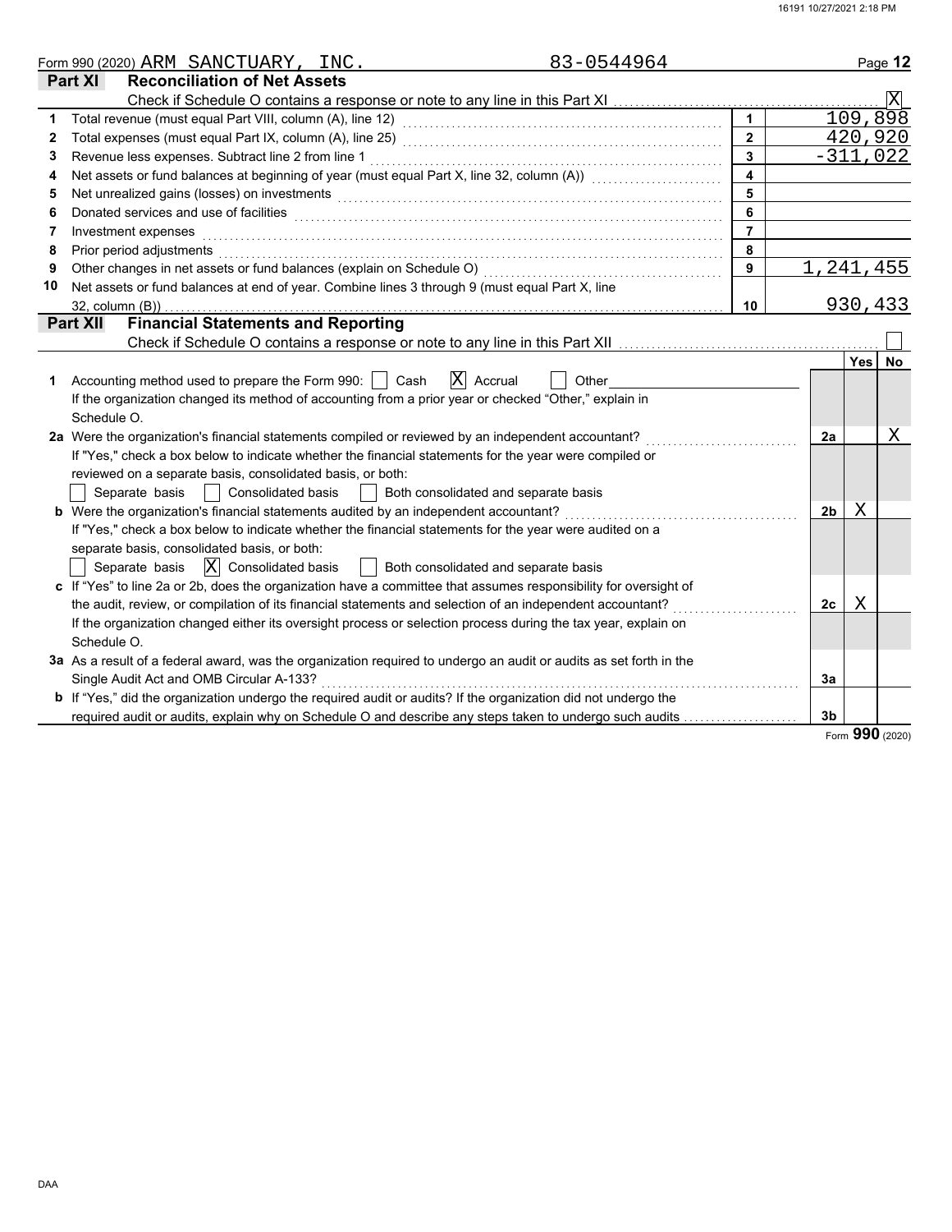Form 990 (2020) ARM SANCTUARY, INC. 83-0544964 Page 12

## Part XI Reconciliation of Net Assets

Check if Schedule O contains a response or note to any line in this Part XI ... [X]

| | | | |
|---|---|---|---|
| 1 | Total revenue (must equal Part VIII, column (A), line 12) | 1 | 109,898 |
| 2 | Total expenses (must equal Part IX, column (A), line 25) | 2 | 420,920 |
| 3 | Revenue less expenses. Subtract line 2 from line 1 | 3 | -311,022 |
| 4 | Net assets or fund balances at beginning of year (must equal Part X, line 32, column (A)) | 4 | |
| 5 | Net unrealized gains (losses) on investments | 5 | |
| 6 | Donated services and use of facilities | 6 | |
| 7 | Investment expenses | 7 | |
| 8 | Prior period adjustments | 8 | |
| 9 | Other changes in net assets or fund balances (explain on Schedule O) | 9 | 1,241,455 |
| 10 | Net assets or fund balances at end of year. Combine lines 3 through 9 (must equal Part X, line 32, column (B)) | 10 | 930,433 |

## Part XII Financial Statements and Reporting

Check if Schedule O contains a response or note to any line in this Part XII ... [ ]

| | | | Yes | No |
|---|---|---|---|---|
| 1 | Accounting method used to prepare the Form 990: [ ] Cash [X] Accrual [ ] Other<br>If the organization changed its method of accounting from a prior year or checked "Other," explain in Schedule O. | | | |
| 2a | Were the organization's financial statements compiled or reviewed by an independent accountant?<br>If "Yes," check a box below to indicate whether the financial statements for the year were compiled or reviewed on a separate basis, consolidated basis, or both:<br>[ ] Separate basis [ ] Consolidated basis [ ] Both consolidated and separate basis | 2a | | X |
| b | Were the organization's financial statements audited by an independent accountant?<br>If "Yes," check a box below to indicate whether the financial statements for the year were audited on a separate basis, consolidated basis, or both:<br>[ ] Separate basis [X] Consolidated basis [ ] Both consolidated and separate basis | 2b | X | |
| c | If "Yes" to line 2a or 2b, does the organization have a committee that assumes responsibility for oversight of the audit, review, or compilation of its financial statements and selection of an independent accountant?<br>If the organization changed either its oversight process or selection process during the tax year, explain on Schedule O. | 2c | X | |
| 3a | As a result of a federal award, was the organization required to undergo an audit or audits as set forth in the Single Audit Act and OMB Circular A-133? | 3a | | |
| b | If "Yes," did the organization undergo the required audit or audits? If the organization did not undergo the required audit or audits, explain why on Schedule O and describe any steps taken to undergo such audits | 3b | | |

Form **990** (2020)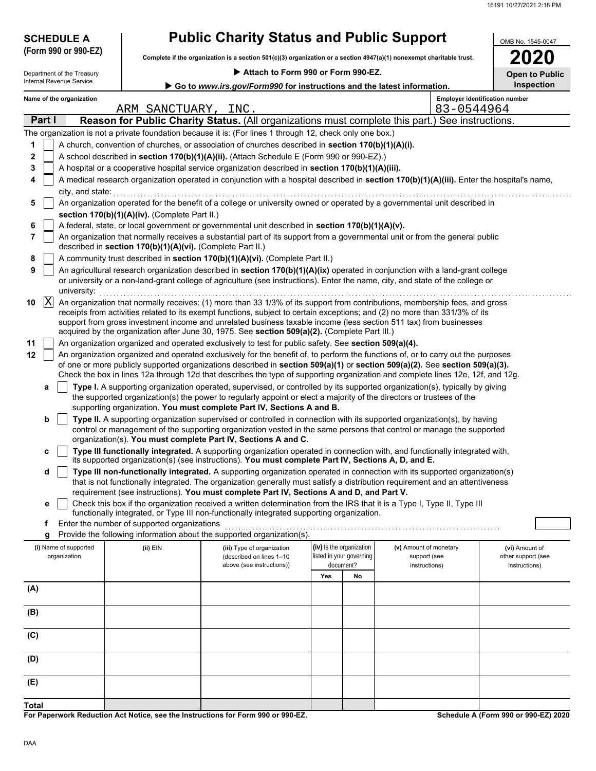# SCHEDULE A (Form 990 or 990-EZ)

Department of the Treasury
Internal Revenue Service

# Public Charity Status and Public Support

**Complete if the organization is a section 501(c)(3) organization or a section 4947(a)(1) nonexempt charitable trust.**

▶ **Attach to Form 990 or Form 990-EZ.**

▶ **Go to *www.irs.gov/Form990* for instructions and the latest information.**

OMB No. 1545-0047

**2020**

**Open to Public Inspection**

**Name of the organization:** ARM SANCTUARY, INC.

**Employer identification number:** 83-0544964

## Part I — Reason for Public Charity Status. (All organizations must complete this part.) See instructions.

The organization is not a private foundation because it is: (For lines 1 through 12, check only one box.)

1. [ ] A church, convention of churches, or association of churches described in **section 170(b)(1)(A)(i).**
2. [ ] A school described in **section 170(b)(1)(A)(ii).** (Attach Schedule E (Form 990 or 990-EZ).)
3. [ ] A hospital or a cooperative hospital service organization described in **section 170(b)(1)(A)(iii).**
4. [ ] A medical research organization operated in conjunction with a hospital described in **section 170(b)(1)(A)(iii).** Enter the hospital's name, city, and state:
5. [ ] An organization operated for the benefit of a college or university owned or operated by a governmental unit described in **section 170(b)(1)(A)(iv).** (Complete Part II.)
6. [ ] A federal, state, or local government or governmental unit described in **section 170(b)(1)(A)(v).**
7. [ ] An organization that normally receives a substantial part of its support from a governmental unit or from the general public described in **section 170(b)(1)(A)(vi).** (Complete Part II.)
8. [ ] A community trust described in **section 170(b)(1)(A)(vi).** (Complete Part II.)
9. [ ] An agricultural research organization described in **section 170(b)(1)(A)(ix)** operated in conjunction with a land-grant college or university or a non-land-grant college of agriculture (see instructions). Enter the name, city, and state of the college or university:
10. [X] An organization that normally receives: (1) more than 33 1/3% of its support from contributions, membership fees, and gross receipts from activities related to its exempt functions, subject to certain exceptions; and (2) no more than 331/3% of its support from gross investment income and unrelated business taxable income (less section 511 tax) from businesses acquired by the organization after June 30, 1975. See **section 509(a)(2).** (Complete Part III.)
11. [ ] An organization organized and operated exclusively to test for public safety. See **section 509(a)(4).**
12. [ ] An organization organized and operated exclusively for the benefit of, to perform the functions of, or to carry out the purposes of one or more publicly supported organizations described in **section 509(a)(1)** or **section 509(a)(2).** See **section 509(a)(3).** Check the box in lines 12a through 12d that describes the type of supporting organization and complete lines 12e, 12f, and 12g.
   - **a** [ ] **Type I.** A supporting organization operated, supervised, or controlled by its supported organization(s), typically by giving the supported organization(s) the power to regularly appoint or elect a majority of the directors or trustees of the supporting organization. **You must complete Part IV, Sections A and B.**
   - **b** [ ] **Type II.** A supporting organization supervised or controlled in connection with its supported organization(s), by having control or management of the supporting organization vested in the same persons that control or manage the supported organization(s). **You must complete Part IV, Sections A and C.**
   - **c** [ ] **Type III functionally integrated.** A supporting organization operated in connection with, and functionally integrated with, its supported organization(s) (see instructions). **You must complete Part IV, Sections A, D, and E.**
   - **d** [ ] **Type III non-functionally integrated.** A supporting organization operated in connection with its supported organization(s) that is not functionally integrated. The organization generally must satisfy a distribution requirement and an attentiveness requirement (see instructions). **You must complete Part IV, Sections A and D, and Part V.**
   - **e** [ ] Check this box if the organization received a written determination from the IRS that it is a Type I, Type II, Type III functionally integrated, or Type III non-functionally integrated supporting organization.
   - **f** Enter the number of supported organizations
   - **g** Provide the following information about the supported organization(s).

| | (i) Name of supported organization | (ii) EIN | (iii) Type of organization (described on lines 1–10 above (see instructions)) | (iv) Is the organization listed in your governing document? Yes | No | (v) Amount of monetary support (see instructions) | (vi) Amount of other support (see instructions) |
|---|---|---|---|---|---|---|---|
| (A) | | | | | | | |
| (B) | | | | | | | |
| (C) | | | | | | | |
| (D) | | | | | | | |
| (E) | | | | | | | |
| **Total** | | | | | | | |

**For Paperwork Reduction Act Notice, see the Instructions for Form 990 or 990-EZ.**

**Schedule A (Form 990 or 990-EZ) 2020**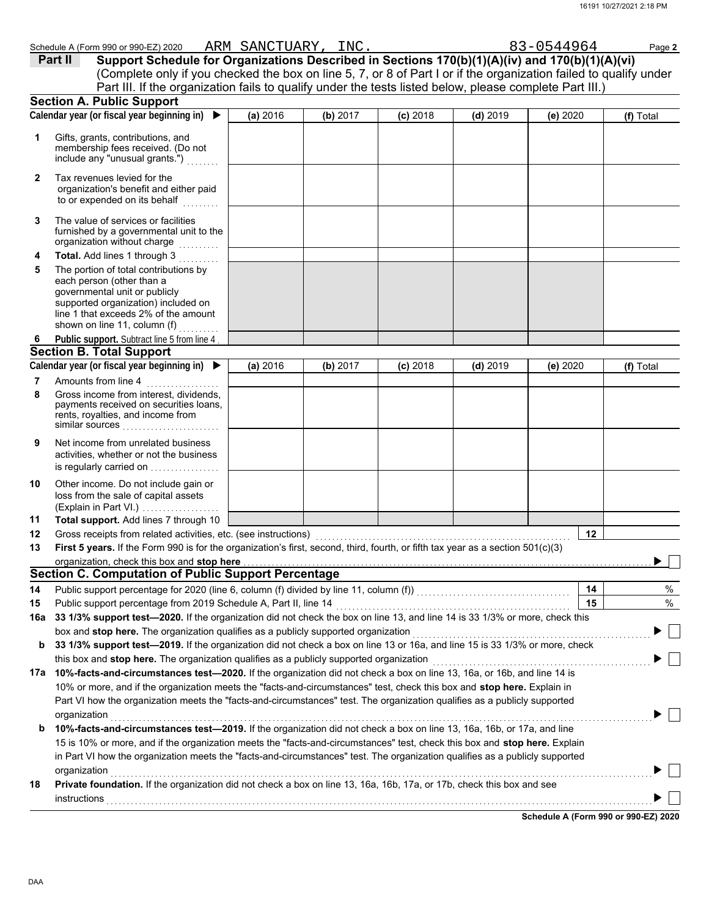Schedule A (Form 990 or 990-EZ) 2020 ARM SANCTUARY, INC. 83-0544964 Page **2**

## Part II Support Schedule for Organizations Described in Sections 170(b)(1)(A)(iv) and 170(b)(1)(A)(vi)

(Complete only if you checked the box on line 5, 7, or 8 of Part I or if the organization failed to qualify under Part III. If the organization fails to qualify under the tests listed below, please complete Part III.)

### Section A. Public Support

| Calendar year (or fiscal year beginning in) ▶ | (a) 2016 | (b) 2017 | (c) 2018 | (d) 2019 | (e) 2020 | (f) Total |
|---|---|---|---|---|---|---|
| **1** Gifts, grants, contributions, and membership fees received. (Do not include any "unusual grants.") | | | | | | |
| **2** Tax revenues levied for the organization's benefit and either paid to or expended on its behalf | | | | | | |
| **3** The value of services or facilities furnished by a governmental unit to the organization without charge | | | | | | |
| **4** **Total.** Add lines 1 through 3 | | | | | | |
| **5** The portion of total contributions by each person (other than a governmental unit or publicly supported organization) included on line 1 that exceeds 2% of the amount shown on line 11, column (f) | | | | | | |
| **6** **Public support.** Subtract line 5 from line 4 | | | | | | |

### Section B. Total Support

| Calendar year (or fiscal year beginning in) ▶ | (a) 2016 | (b) 2017 | (c) 2018 | (d) 2019 | (e) 2020 | (f) Total |
|---|---|---|---|---|---|---|
| **7** Amounts from line 4 | | | | | | |
| **8** Gross income from interest, dividends, payments received on securities loans, rents, royalties, and income from similar sources | | | | | | |
| **9** Net income from unrelated business activities, whether or not the business is regularly carried on | | | | | | |
| **10** Other income. Do not include gain or loss from the sale of capital assets (Explain in Part VI.) | | | | | | |
| **11** **Total support.** Add lines 7 through 10 | | | | | | |

**12** Gross receipts from related activities, etc. (see instructions) **12**

**13** **First 5 years.** If the Form 990 is for the organization's first, second, third, fourth, or fifth tax year as a section 501(c)(3) organization, check this box and **stop here** ▶ ☐

### Section C. Computation of Public Support Percentage

**14** Public support percentage for 2020 (line 6, column (f) divided by line 11, column (f)) **14** %

**15** Public support percentage from 2019 Schedule A, Part II, line 14 **15** %

**16a** **33 1/3% support test—2020.** If the organization did not check the box on line 13, and line 14 is 33 1/3% or more, check this box and **stop here.** The organization qualifies as a publicly supported organization ▶ ☐

**b** **33 1/3% support test—2019.** If the organization did not check a box on line 13 or 16a, and line 15 is 33 1/3% or more, check this box and **stop here.** The organization qualifies as a publicly supported organization ▶ ☐

**17a** **10%-facts-and-circumstances test—2020.** If the organization did not check a box on line 13, 16a, or 16b, and line 14 is 10% or more, and if the organization meets the "facts-and-circumstances" test, check this box and **stop here.** Explain in Part VI how the organization meets the "facts-and-circumstances" test. The organization qualifies as a publicly supported organization ▶ ☐

**b** **10%-facts-and-circumstances test—2019.** If the organization did not check a box on line 13, 16a, 16b, or 17a, and line 15 is 10% or more, and if the organization meets the "facts-and-circumstances" test, check this box and **stop here.** Explain in Part VI how the organization meets the "facts-and-circumstances" test. The organization qualifies as a publicly supported organization ▶ ☐

**18** **Private foundation.** If the organization did not check a box on line 13, 16a, 16b, 17a, or 17b, check this box and see instructions ▶ ☐

**Schedule A (Form 990 or 990-EZ) 2020**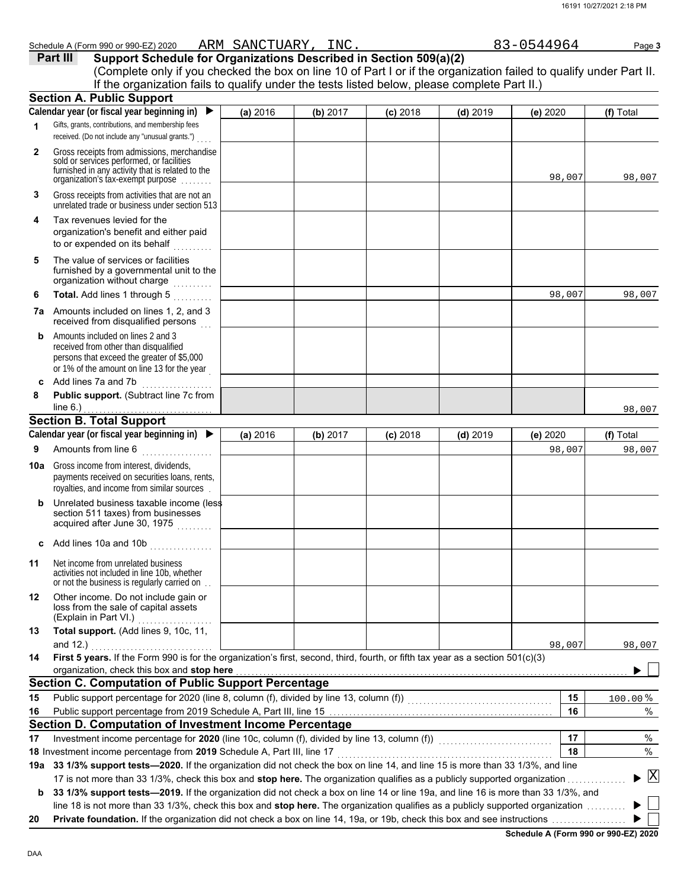Schedule A (Form 990 or 990-EZ) 2020 ARM SANCTUARY, INC. 83-0544964 Page **3**

**Part III** **Support Schedule for Organizations Described in Section 509(a)(2)**

(Complete only if you checked the box on line 10 of Part I or if the organization failed to qualify under Part II. If the organization fails to qualify under the tests listed below, please complete Part II.)

**Section A. Public Support**

| | Calendar year (or fiscal year beginning in) ▶ | (a) 2016 | (b) 2017 | (c) 2018 | (d) 2019 | (e) 2020 | (f) Total |
|---|---|---|---|---|---|---|---|
| 1 | Gifts, grants, contributions, and membership fees received. (Do not include any "unusual grants.") | | | | | | |
| 2 | Gross receipts from admissions, merchandise sold or services performed, or facilities furnished in any activity that is related to the organization's tax-exempt purpose | | | | | 98,007 | 98,007 |
| 3 | Gross receipts from activities that are not an unrelated trade or business under section 513 | | | | | | |
| 4 | Tax revenues levied for the organization's benefit and either paid to or expended on its behalf | | | | | | |
| 5 | The value of services or facilities furnished by a governmental unit to the organization without charge | | | | | | |
| 6 | **Total.** Add lines 1 through 5 | | | | | 98,007 | 98,007 |
| 7a | Amounts included on lines 1, 2, and 3 received from disqualified persons | | | | | | |
| b | Amounts included on lines 2 and 3 received from other than disqualified persons that exceed the greater of $5,000 or 1% of the amount on line 13 for the year | | | | | | |
| c | Add lines 7a and 7b | | | | | | |
| 8 | **Public support.** (Subtract line 7c from line 6.) | | | | | | 98,007 |

**Section B. Total Support**

| | Calendar year (or fiscal year beginning in) ▶ | (a) 2016 | (b) 2017 | (c) 2018 | (d) 2019 | (e) 2020 | (f) Total |
|---|---|---|---|---|---|---|---|
| 9 | Amounts from line 6 | | | | | 98,007 | 98,007 |
| 10a | Gross income from interest, dividends, payments received on securities loans, rents, royalties, and income from similar sources | | | | | | |
| b | Unrelated business taxable income (less section 511 taxes) from businesses acquired after June 30, 1975 | | | | | | |
| c | Add lines 10a and 10b | | | | | | |
| 11 | Net income from unrelated business activities not included in line 10b, whether or not the business is regularly carried on | | | | | | |
| 12 | Other income. Do not include gain or loss from the sale of capital assets (Explain in Part VI.) | | | | | | |
| 13 | **Total support.** (Add lines 9, 10c, 11, and 12.) | | | | | 98,007 | 98,007 |

**14** **First 5 years.** If the Form 990 is for the organization's first, second, third, fourth, or fifth tax year as a section 501(c)(3) organization, check this box and **stop here** ▶ ☐

**Section C. Computation of Public Support Percentage**

| | | | |
|---|---|---|---|
| 15 | Public support percentage for 2020 (line 8, column (f), divided by line 13, column (f)) | 15 | 100.00 % |
| 16 | Public support percentage from 2019 Schedule A, Part III, line 15 | 16 | % |

**Section D. Computation of Investment Income Percentage**

| | | | |
|---|---|---|---|
| 17 | Investment income percentage for **2020** (line 10c, column (f), divided by line 13, column (f)) | 17 | % |
| 18 | Investment income percentage from **2019** Schedule A, Part III, line 17 | 18 | % |

**19a** **33 1/3% support tests—2020.** If the organization did not check the box on line 14, and line 15 is more than 33 1/3%, and line 17 is not more than 33 1/3%, check this box and **stop here.** The organization qualifies as a publicly supported organization ▶ ☒

**b** **33 1/3% support tests—2019.** If the organization did not check a box on line 14 or line 19a, and line 16 is more than 33 1/3%, and line 18 is not more than 33 1/3%, check this box and **stop here.** The organization qualifies as a publicly supported organization ▶ ☐

**20** **Private foundation.** If the organization did not check a box on line 14, 19a, or 19b, check this box and see instructions ▶ ☐

**Schedule A (Form 990 or 990-EZ) 2020**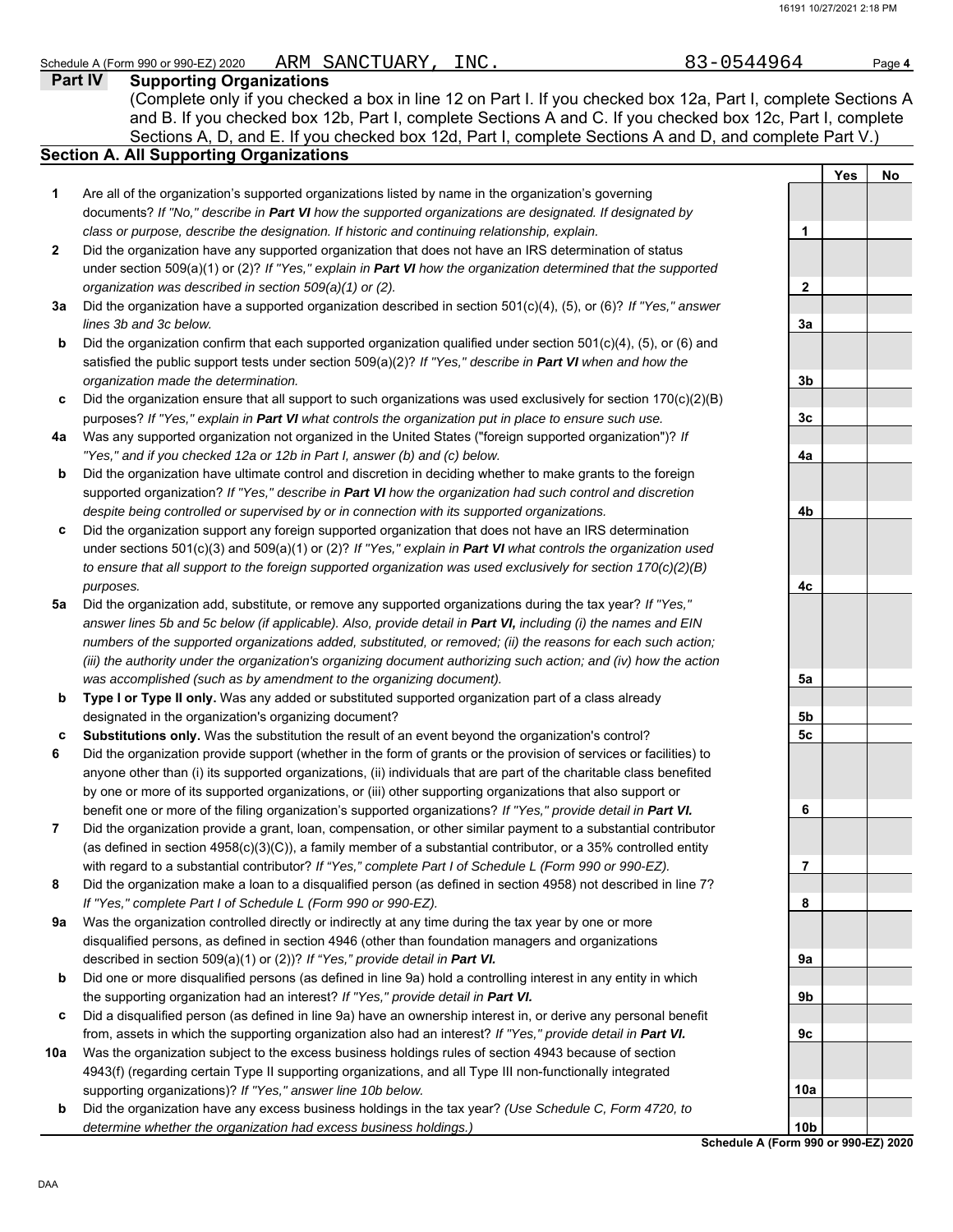Schedule A (Form 990 or 990-EZ) 2020 ARM SANCTUARY, INC. 83-0544964 Page **4**

## Part IV Supporting Organizations

(Complete only if you checked a box in line 12 on Part I. If you checked box 12a, Part I, complete Sections A and B. If you checked box 12b, Part I, complete Sections A and C. If you checked box 12c, Part I, complete Sections A, D, and E. If you checked box 12d, Part I, complete Sections A and D, and complete Part V.)

### Section A. All Supporting Organizations

| | | | Yes | No |
|---|---|---|---|---|
| **1** | Are all of the organization's supported organizations listed by name in the organization's governing documents? *If "No," describe in **Part VI** how the supported organizations are designated. If designated by class or purpose, describe the designation. If historic and continuing relationship, explain.* | **1** | | |
| **2** | Did the organization have any supported organization that does not have an IRS determination of status under section 509(a)(1) or (2)? *If "Yes," explain in **Part VI** how the organization determined that the supported organization was described in section 509(a)(1) or (2).* | **2** | | |
| **3a** | Did the organization have a supported organization described in section 501(c)(4), (5), or (6)? *If "Yes," answer lines 3b and 3c below.* | **3a** | | |
| **b** | Did the organization confirm that each supported organization qualified under section 501(c)(4), (5), or (6) and satisfied the public support tests under section 509(a)(2)? *If "Yes," describe in **Part VI** when and how the organization made the determination.* | **3b** | | |
| **c** | Did the organization ensure that all support to such organizations was used exclusively for section 170(c)(2)(B) purposes? *If "Yes," explain in **Part VI** what controls the organization put in place to ensure such use.* | **3c** | | |
| **4a** | Was any supported organization not organized in the United States ("foreign supported organization")? *If "Yes," and if you checked 12a or 12b in Part I, answer (b) and (c) below.* | **4a** | | |
| **b** | Did the organization have ultimate control and discretion in deciding whether to make grants to the foreign supported organization? *If "Yes," describe in **Part VI** how the organization had such control and discretion despite being controlled or supervised by or in connection with its supported organizations.* | **4b** | | |
| **c** | Did the organization support any foreign supported organization that does not have an IRS determination under sections 501(c)(3) and 509(a)(1) or (2)? *If "Yes," explain in **Part VI** what controls the organization used to ensure that all support to the foreign supported organization was used exclusively for section 170(c)(2)(B) purposes.* | **4c** | | |
| **5a** | Did the organization add, substitute, or remove any supported organizations during the tax year? *If "Yes," answer lines 5b and 5c below (if applicable). Also, provide detail in **Part VI,** including (i) the names and EIN numbers of the supported organizations added, substituted, or removed; (ii) the reasons for each such action; (iii) the authority under the organization's organizing document authorizing such action; and (iv) how the action was accomplished (such as by amendment to the organizing document).* | **5a** | | |
| **b** | **Type I or Type II only.** Was any added or substituted supported organization part of a class already designated in the organization's organizing document? | **5b** | | |
| **c** | **Substitutions only.** Was the substitution the result of an event beyond the organization's control? | **5c** | | |
| **6** | Did the organization provide support (whether in the form of grants or the provision of services or facilities) to anyone other than (i) its supported organizations, (ii) individuals that are part of the charitable class benefited by one or more of its supported organizations, or (iii) other supporting organizations that also support or benefit one or more of the filing organization's supported organizations? *If "Yes," provide detail in **Part VI.*** | **6** | | |
| **7** | Did the organization provide a grant, loan, compensation, or other similar payment to a substantial contributor (as defined in section 4958(c)(3)(C)), a family member of a substantial contributor, or a 35% controlled entity with regard to a substantial contributor? *If "Yes," complete Part I of Schedule L (Form 990 or 990-EZ).* | **7** | | |
| **8** | Did the organization make a loan to a disqualified person (as defined in section 4958) not described in line 7? *If "Yes," complete Part I of Schedule L (Form 990 or 990-EZ).* | **8** | | |
| **9a** | Was the organization controlled directly or indirectly at any time during the tax year by one or more disqualified persons, as defined in section 4946 (other than foundation managers and organizations described in section 509(a)(1) or (2))? *If "Yes," provide detail in **Part VI.*** | **9a** | | |
| **b** | Did one or more disqualified persons (as defined in line 9a) hold a controlling interest in any entity in which the supporting organization had an interest? *If "Yes," provide detail in **Part VI.*** | **9b** | | |
| **c** | Did a disqualified person (as defined in line 9a) have an ownership interest in, or derive any personal benefit from, assets in which the supporting organization also had an interest? *If "Yes," provide detail in **Part VI.*** | **9c** | | |
| **10a** | Was the organization subject to the excess business holdings rules of section 4943 because of section 4943(f) (regarding certain Type II supporting organizations, and all Type III non-functionally integrated supporting organizations)? *If "Yes," answer line 10b below.* | **10a** | | |
| **b** | Did the organization have any excess business holdings in the tax year? *(Use Schedule C, Form 4720, to determine whether the organization had excess business holdings.)* | **10b** | | |

**Schedule A (Form 990 or 990-EZ) 2020**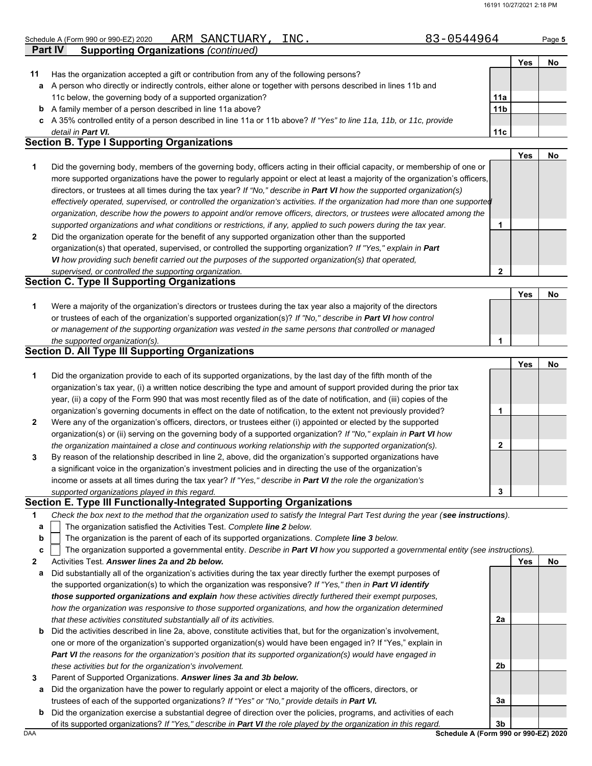Schedule A (Form 990 or 990-EZ) 2020 ARM SANCTUARY, INC. 83-0544964

**Part IV Supporting Organizations** *(continued)*

| | | | Yes | No |
|---|---|---|---|---|
| **11** | Has the organization accepted a gift or contribution from any of the following persons? | | | |
| **a** | A person who directly or indirectly controls, either alone or together with persons described in lines 11b and 11c below, the governing body of a supported organization? | **11a** | | |
| **b** | A family member of a person described in line 11a above? | **11b** | | |
| **c** | A 35% controlled entity of a person described in line 11a or 11b above? *If "Yes" to line 11a, 11b, or 11c, provide detail in* ***Part VI.*** | **11c** | | |

## Section B. Type I Supporting Organizations

| | | | Yes | No |
|---|---|---|---|---|
| **1** | Did the governing body, members of the governing body, officers acting in their official capacity, or membership of one or more supported organizations have the power to regularly appoint or elect at least a majority of the organization's officers, directors, or trustees at all times during the tax year? *If "No," describe in* ***Part VI*** *how the supported organization(s) effectively operated, supervised, or controlled the organization's activities. If the organization had more than one supported organization, describe how the powers to appoint and/or remove officers, directors, or trustees were allocated among the supported organizations and what conditions or restrictions, if any, applied to such powers during the tax year.* | **1** | | |
| **2** | Did the organization operate for the benefit of any supported organization other than the supported organization(s) that operated, supervised, or controlled the supporting organization? *If "Yes," explain in* ***Part VI*** *how providing such benefit carried out the purposes of the supported organization(s) that operated, supervised, or controlled the supporting organization.* | **2** | | |

## Section C. Type II Supporting Organizations

| | | | Yes | No |
|---|---|---|---|---|
| **1** | Were a majority of the organization's directors or trustees during the tax year also a majority of the directors or trustees of each of the organization's supported organization(s)? *If "No," describe in* ***Part VI*** *how control or management of the supporting organization was vested in the same persons that controlled or managed the supported organization(s).* | **1** | | |

## Section D. All Type III Supporting Organizations

| | | | Yes | No |
|---|---|---|---|---|
| **1** | Did the organization provide to each of its supported organizations, by the last day of the fifth month of the organization's tax year, (i) a written notice describing the type and amount of support provided during the prior tax year, (ii) a copy of the Form 990 that was most recently filed as of the date of notification, and (iii) copies of the organization's governing documents in effect on the date of notification, to the extent not previously provided? | **1** | | |
| **2** | Were any of the organization's officers, directors, or trustees either (i) appointed or elected by the supported organization(s) or (ii) serving on the governing body of a supported organization? *If "No," explain in* ***Part VI*** *how the organization maintained a close and continuous working relationship with the supported organization(s).* | **2** | | |
| **3** | By reason of the relationship described in line 2, above, did the organization's supported organizations have a significant voice in the organization's investment policies and in directing the use of the organization's income or assets at all times during the tax year? *If "Yes," describe in* ***Part VI*** *the role the organization's supported organizations played in this regard.* | **3** | | |

## Section E. Type III Functionally-Integrated Supporting Organizations

**1** *Check the box next to the method that the organization used to satisfy the Integral Part Test during the year (****see instructions****).*

- **a** ☐ The organization satisfied the Activities Test. *Complete* ***line 2*** *below.*
- **b** ☐ The organization is the parent of each of its supported organizations. *Complete* ***line 3*** *below.*
- **c** ☐ The organization supported a governmental entity. *Describe in* ***Part VI*** *how you supported a governmental entity (see instructions).*

| | | | Yes | No |
|---|---|---|---|---|
| **2** | Activities Test. ***Answer lines 2a and 2b below.*** | | | |
| **a** | Did substantially all of the organization's activities during the tax year directly further the exempt purposes of the supported organization(s) to which the organization was responsive? *If "Yes," then in* ***Part VI identify those supported organizations and explain*** *how these activities directly furthered their exempt purposes, how the organization was responsive to those supported organizations, and how the organization determined that these activities constituted substantially all of its activities.* | **2a** | | |
| **b** | Did the activities described in line 2a, above, constitute activities that, but for the organization's involvement, one or more of the organization's supported organization(s) would have been engaged in? If "Yes," explain in ***Part VI*** *the reasons for the organization's position that its supported organization(s) would have engaged in these activities but for the organization's involvement.* | **2b** | | |
| **3** | Parent of Supported Organizations. ***Answer lines 3a and 3b below.*** | | | |
| **a** | Did the organization have the power to regularly appoint or elect a majority of the officers, directors, or trustees of each of the supported organizations? *If "Yes" or "No," provide details in* ***Part VI.*** | **3a** | | |
| **b** | Did the organization exercise a substantial degree of direction over the policies, programs, and activities of each of its supported organizations? *If "Yes," describe in* ***Part VI*** *the role played by the organization in this regard.* | **3b** | | |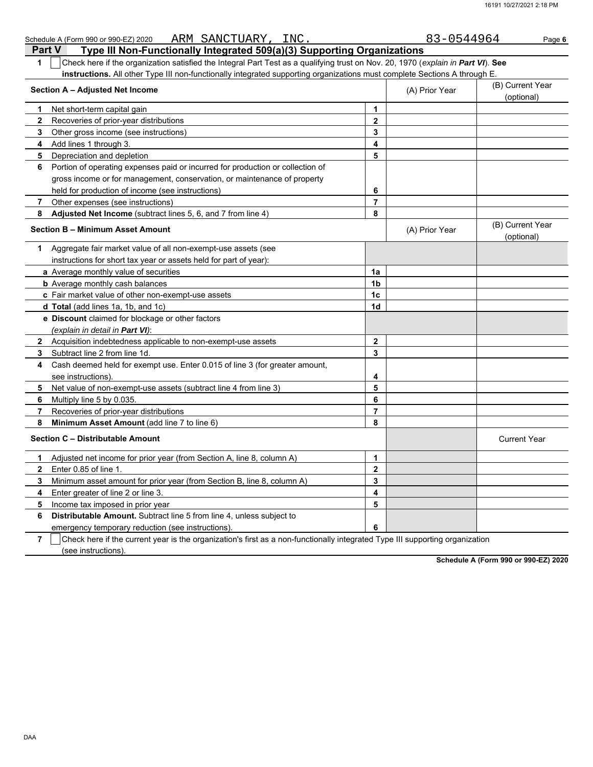Schedule A (Form 990 or 990-EZ) 2020 ARM SANCTUARY, INC. 83-0544964

## Part V Type III Non-Functionally Integrated 509(a)(3) Supporting Organizations

**1** ☐ Check here if the organization satisfied the Integral Part Test as a qualifying trust on Nov. 20, 1970 (*explain in **Part VI***). **See instructions.** All other Type III non-functionally integrated supporting organizations must complete Sections A through E.

| **Section A – Adjusted Net Income** | | (A) Prior Year | (B) Current Year (optional) |
|---|---|---|---|
| **1** Net short-term capital gain | 1 | | |
| **2** Recoveries of prior-year distributions | 2 | | |
| **3** Other gross income (see instructions) | 3 | | |
| **4** Add lines 1 through 3. | 4 | | |
| **5** Depreciation and depletion | 5 | | |
| **6** Portion of operating expenses paid or incurred for production or collection of gross income or for management, conservation, or maintenance of property held for production of income (see instructions) | 6 | | |
| **7** Other expenses (see instructions) | 7 | | |
| **8** **Adjusted Net Income** (subtract lines 5, 6, and 7 from line 4) | 8 | | |

| **Section B – Minimum Asset Amount** | | (A) Prior Year | (B) Current Year (optional) |
|---|---|---|---|
| **1** Aggregate fair market value of all non-exempt-use assets (see instructions for short tax year or assets held for part of year): | | | |
| **a** Average monthly value of securities | 1a | | |
| **b** Average monthly cash balances | 1b | | |
| **c** Fair market value of other non-exempt-use assets | 1c | | |
| **d** **Total** (add lines 1a, 1b, and 1c) | 1d | | |
| **e** **Discount** claimed for blockage or other factors (*explain in detail in **Part VI***): | | | |
| **2** Acquisition indebtedness applicable to non-exempt-use assets | 2 | | |
| **3** Subtract line 2 from line 1d. | 3 | | |
| **4** Cash deemed held for exempt use. Enter 0.015 of line 3 (for greater amount, see instructions). | 4 | | |
| **5** Net value of non-exempt-use assets (subtract line 4 from line 3) | 5 | | |
| **6** Multiply line 5 by 0.035. | 6 | | |
| **7** Recoveries of prior-year distributions | 7 | | |
| **8** **Minimum Asset Amount** (add line 7 to line 6) | 8 | | |

| **Section C – Distributable Amount** | | | Current Year |
|---|---|---|---|
| **1** Adjusted net income for prior year (from Section A, line 8, column A) | 1 | | |
| **2** Enter 0.85 of line 1. | 2 | | |
| **3** Minimum asset amount for prior year (from Section B, line 8, column A) | 3 | | |
| **4** Enter greater of line 2 or line 3. | 4 | | |
| **5** Income tax imposed in prior year | 5 | | |
| **6** **Distributable Amount.** Subtract line 5 from line 4, unless subject to emergency temporary reduction (see instructions). | 6 | | |

**7** ☐ Check here if the current year is the organization's first as a non-functionally integrated Type III supporting organization (see instructions).

**Schedule A (Form 990 or 990-EZ) 2020**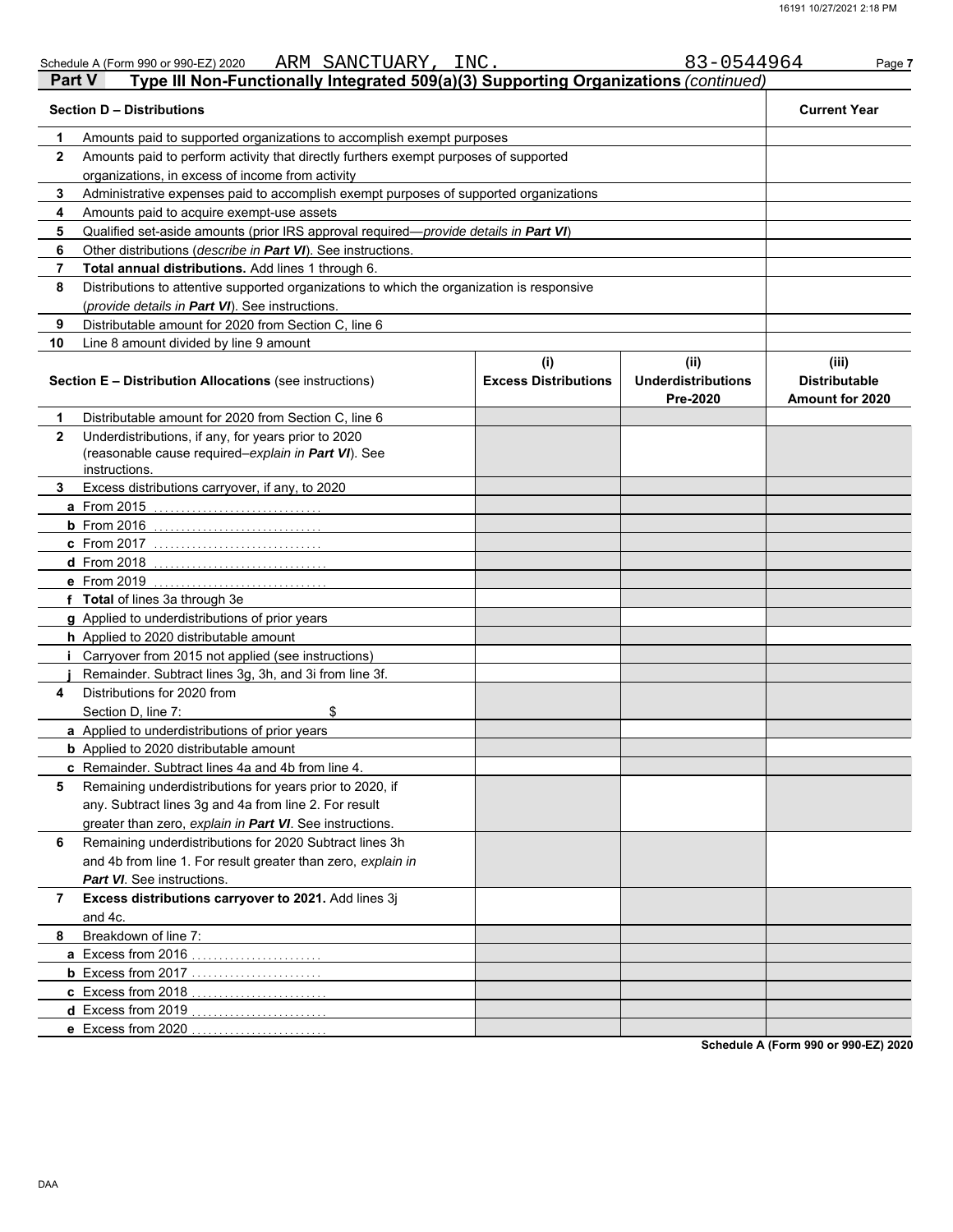Schedule A (Form 990 or 990-EZ) 2020 ARM SANCTUARY, INC. 83-0544964

## Part V Type III Non-Functionally Integrated 509(a)(3) Supporting Organizations *(continued)*

| | **Section D – Distributions** | **Current Year** |
|---|---|---|
| **1** | Amounts paid to supported organizations to accomplish exempt purposes | |
| **2** | Amounts paid to perform activity that directly furthers exempt purposes of supported organizations, in excess of income from activity | |
| **3** | Administrative expenses paid to accomplish exempt purposes of supported organizations | |
| **4** | Amounts paid to acquire exempt-use assets | |
| **5** | Qualified set-aside amounts (prior IRS approval required—*provide details in **Part VI***) | |
| **6** | Other distributions (*describe in **Part VI***). See instructions. | |
| **7** | **Total annual distributions.** Add lines 1 through 6. | |
| **8** | Distributions to attentive supported organizations to which the organization is responsive (*provide details in **Part VI***). See instructions. | |
| **9** | Distributable amount for 2020 from Section C, line 6 | |
| **10** | Line 8 amount divided by line 9 amount | |

| | **Section E – Distribution Allocations** (see instructions) | **(i) Excess Distributions** | **(ii) Underdistributions Pre-2020** | **(iii) Distributable Amount for 2020** |
|---|---|---|---|---|
| **1** | Distributable amount for 2020 from Section C, line 6 | | | |
| **2** | Underdistributions, if any, for years prior to 2020 (reasonable cause required–*explain in **Part VI***). See instructions. | | | |
| **3** | Excess distributions carryover, if any, to 2020 | | | |
| **a** | From 2015 | | | |
| **b** | From 2016 | | | |
| **c** | From 2017 | | | |
| **d** | From 2018 | | | |
| **e** | From 2019 | | | |
| **f** | **Total** of lines 3a through 3e | | | |
| **g** | Applied to underdistributions of prior years | | | |
| **h** | Applied to 2020 distributable amount | | | |
| **i** | Carryover from 2015 not applied (see instructions) | | | |
| **j** | Remainder. Subtract lines 3g, 3h, and 3i from line 3f. | | | |
| **4** | Distributions for 2020 from Section D, line 7: $ | | | |
| **a** | Applied to underdistributions of prior years | | | |
| **b** | Applied to 2020 distributable amount | | | |
| **c** | Remainder. Subtract lines 4a and 4b from line 4. | | | |
| **5** | Remaining underdistributions for years prior to 2020, if any. Subtract lines 3g and 4a from line 2. For result greater than zero, *explain in **Part VI***. See instructions. | | | |
| **6** | Remaining underdistributions for 2020 Subtract lines 3h and 4b from line 1. For result greater than zero, *explain in **Part VI***. See instructions. | | | |
| **7** | **Excess distributions carryover to 2021.** Add lines 3j and 4c. | | | |
| **8** | Breakdown of line 7: | | | |
| **a** | Excess from 2016 | | | |
| **b** | Excess from 2017 | | | |
| **c** | Excess from 2018 | | | |
| **d** | Excess from 2019 | | | |
| **e** | Excess from 2020 | | | |

**Schedule A (Form 990 or 990-EZ) 2020**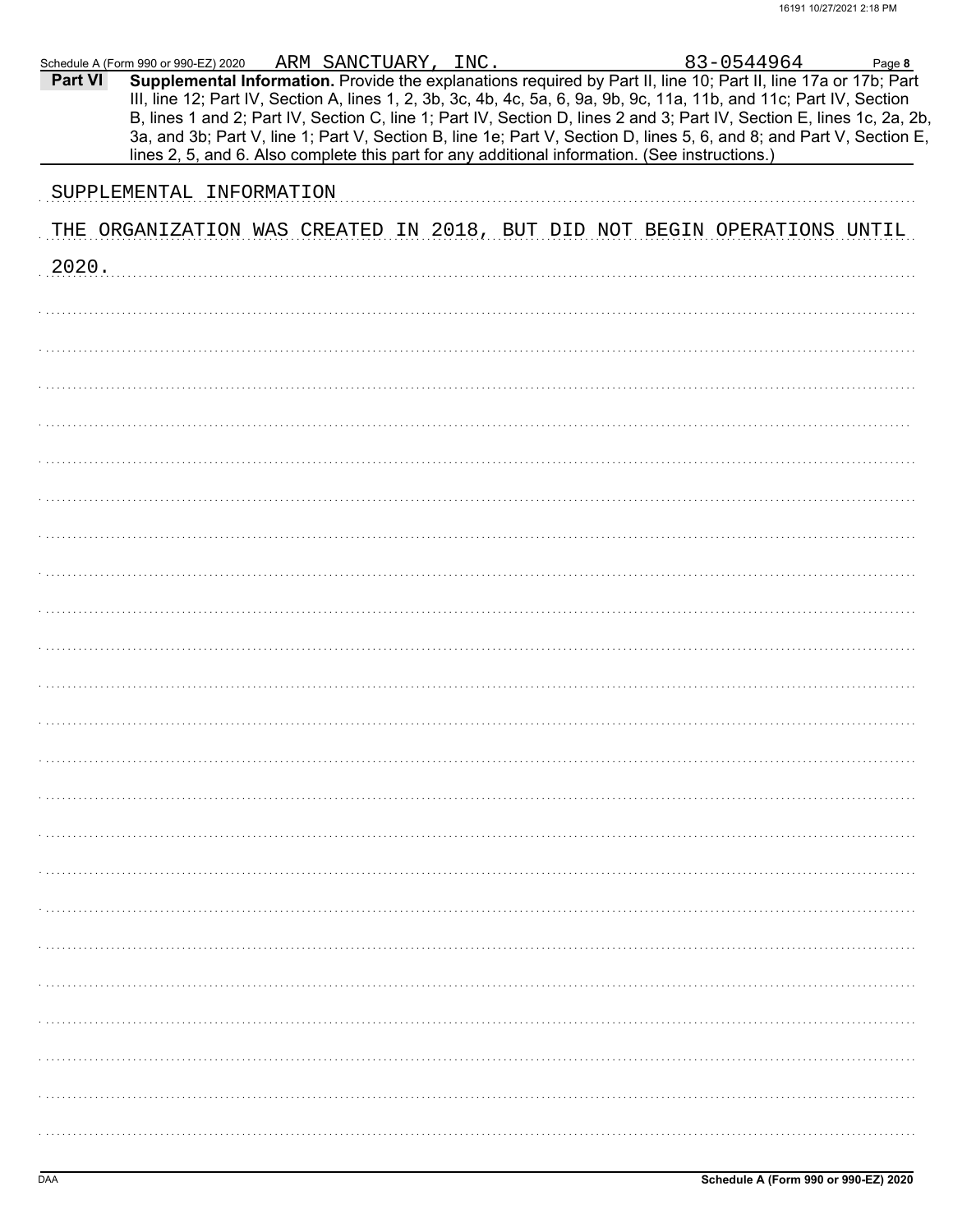Schedule A (Form 990 or 990-EZ) 2020 ARM SANCTUARY, INC. 83-0544964 Page **8**

**Part VI** **Supplemental Information.** Provide the explanations required by Part II, line 10; Part II, line 17a or 17b; Part III, line 12; Part IV, Section A, lines 1, 2, 3b, 3c, 4b, 4c, 5a, 6, 9a, 9b, 9c, 11a, 11b, and 11c; Part IV, Section B, lines 1 and 2; Part IV, Section C, line 1; Part IV, Section D, lines 2 and 3; Part IV, Section E, lines 1c, 2a, 2b, 3a, and 3b; Part V, line 1; Part V, Section B, line 1e; Part V, Section D, lines 5, 6, and 8; and Part V, Section E, lines 2, 5, and 6. Also complete this part for any additional information. (See instructions.)

SUPPLEMENTAL INFORMATION

THE ORGANIZATION WAS CREATED IN 2018, BUT DID NOT BEGIN OPERATIONS UNTIL 2020.

DAA **Schedule A (Form 990 or 990-EZ) 2020**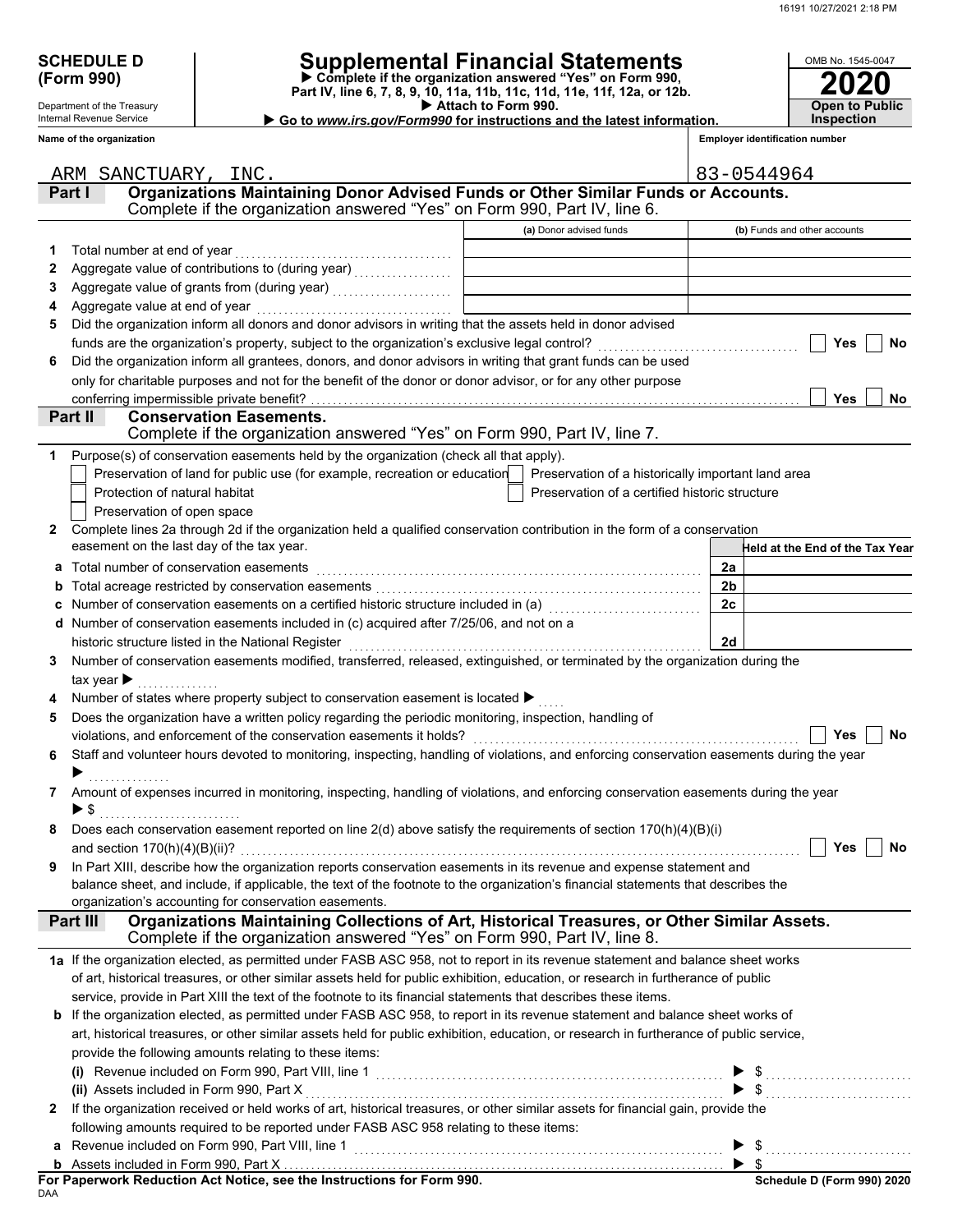# SCHEDULE D (Form 990)

Department of the Treasury
Internal Revenue Service

## Supplemental Financial Statements

▶ Complete if the organization answered "Yes" on Form 990, Part IV, line 6, 7, 8, 9, 10, 11a, 11b, 11c, 11d, 11e, 11f, 12a, or 12b.
▶ Attach to Form 990.
▶ Go to *www.irs.gov/Form990* for instructions and the latest information.

OMB No. 1545-0047
**2020**
**Open to Public Inspection**

**Name of the organization:** ARM SANCTUARY, INC.
**Employer identification number:** 83-0544964

## Part I — Organizations Maintaining Donor Advised Funds or Other Similar Funds or Accounts.
Complete if the organization answered "Yes" on Form 990, Part IV, line 6.

| | | (a) Donor advised funds | (b) Funds and other accounts |
|---|---|---|---|
| 1 | Total number at end of year | | |
| 2 | Aggregate value of contributions to (during year) | | |
| 3 | Aggregate value of grants from (during year) | | |
| 4 | Aggregate value at end of year | | |

5 Did the organization inform all donors and donor advisors in writing that the assets held in donor advised funds are the organization's property, subject to the organization's exclusive legal control? ☐ Yes ☐ No

6 Did the organization inform all grantees, donors, and donor advisors in writing that grant funds can be used only for charitable purposes and not for the benefit of the donor or donor advisor, or for any other purpose conferring impermissible private benefit? ☐ Yes ☐ No

## Part II — Conservation Easements.
Complete if the organization answered "Yes" on Form 990, Part IV, line 7.

1 Purpose(s) of conservation easements held by the organization (check all that apply).
- ☐ Preservation of land for public use (for example, recreation or education)
- ☐ Protection of natural habitat
- ☐ Preservation of open space
- ☐ Preservation of a historically important land area
- ☐ Preservation of a certified historic structure

2 Complete lines 2a through 2d if the organization held a qualified conservation contribution in the form of a conservation easement on the last day of the tax year.

| | | | Held at the End of the Tax Year |
|---|---|---|---|
| a | Total number of conservation easements | 2a | |
| b | Total acreage restricted by conservation easements | 2b | |
| c | Number of conservation easements on a certified historic structure included in (a) | 2c | |
| d | Number of conservation easements included in (c) acquired after 7/25/06, and not on a historic structure listed in the National Register | 2d | |

3 Number of conservation easements modified, transferred, released, extinguished, or terminated by the organization during the tax year ▶

4 Number of states where property subject to conservation easement is located ▶

5 Does the organization have a written policy regarding the periodic monitoring, inspection, handling of violations, and enforcement of the conservation easements it holds? ☐ Yes ☐ No

6 Staff and volunteer hours devoted to monitoring, inspecting, handling of violations, and enforcing conservation easements during the year ▶

7 Amount of expenses incurred in monitoring, inspecting, handling of violations, and enforcing conservation easements during the year ▶ $

8 Does each conservation easement reported on line 2(d) above satisfy the requirements of section 170(h)(4)(B)(i) and section 170(h)(4)(B)(ii)? ☐ Yes ☐ No

9 In Part XIII, describe how the organization reports conservation easements in its revenue and expense statement and balance sheet, and include, if applicable, the text of the footnote to the organization's financial statements that describes the organization's accounting for conservation easements.

## Part III — Organizations Maintaining Collections of Art, Historical Treasures, or Other Similar Assets.
Complete if the organization answered "Yes" on Form 990, Part IV, line 8.

1a If the organization elected, as permitted under FASB ASC 958, not to report in its revenue statement and balance sheet works of art, historical treasures, or other similar assets held for public exhibition, education, or research in furtherance of public service, provide in Part XIII the text of the footnote to its financial statements that describes these items.

b If the organization elected, as permitted under FASB ASC 958, to report in its revenue statement and balance sheet works of art, historical treasures, or other similar assets held for public exhibition, education, or research in furtherance of public service, provide the following amounts relating to these items:

(i) Revenue included on Form 990, Part VIII, line 1 ▶ $

(ii) Assets included in Form 990, Part X ▶ $

2 If the organization received or held works of art, historical treasures, or other similar assets for financial gain, provide the following amounts required to be reported under FASB ASC 958 relating to these items:

a Revenue included on Form 990, Part VIII, line 1 ▶ $

b Assets included in Form 990, Part X ▶ $

**For Paperwork Reduction Act Notice, see the Instructions for Form 990.**

DAA

**Schedule D (Form 990) 2020**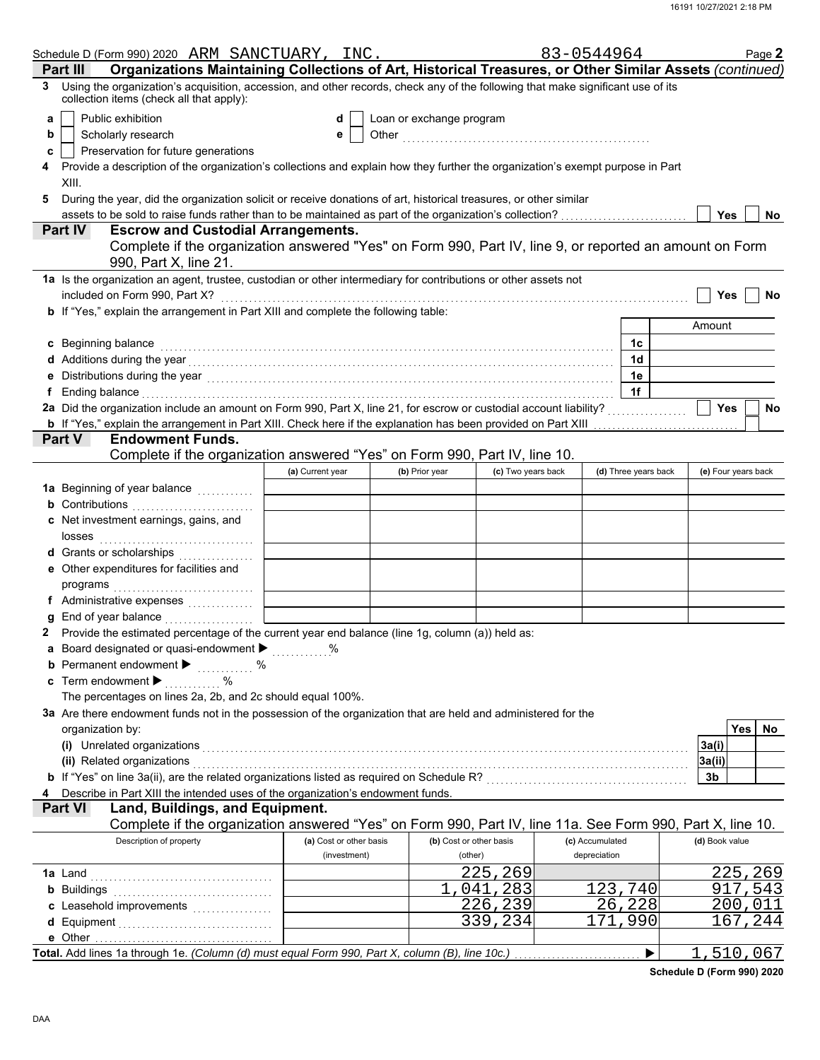Schedule D (Form 990) 2020 ARM SANCTUARY, INC. 83-0544964 Page 2

**Part III Organizations Maintaining Collections of Art, Historical Treasures, or Other Similar Assets** *(continued)*

3 Using the organization's acquisition, accession, and other records, check any of the following that make significant use of its collection items (check all that apply):

a ☐ Public exhibition
b ☐ Scholarly research
c ☐ Preservation for future generations
d ☐ Loan or exchange program
e ☐ Other ....................

4 Provide a description of the organization's collections and explain how they further the organization's exempt purpose in Part XIII.

5 During the year, did the organization solicit or receive donations of art, historical treasures, or other similar assets to be sold to raise funds rather than to be maintained as part of the organization's collection? ☐ Yes ☐ No

**Part IV Escrow and Custodial Arrangements.**
Complete if the organization answered "Yes" on Form 990, Part IV, line 9, or reported an amount on Form 990, Part X, line 21.

1a Is the organization an agent, trustee, custodian or other intermediary for contributions or other assets not included on Form 990, Part X? ☐ Yes ☐ No

b If "Yes," explain the arrangement in Part XIII and complete the following table:

| | | Amount |
|---|---|---|
| c Beginning balance | 1c | |
| d Additions during the year | 1d | |
| e Distributions during the year | 1e | |
| f Ending balance | 1f | |

2a Did the organization include an amount on Form 990, Part X, line 21, for escrow or custodial account liability? ☐ Yes ☐ No

b If "Yes," explain the arrangement in Part XIII. Check here if the explanation has been provided on Part XIII ☐

**Part V Endowment Funds.**
Complete if the organization answered "Yes" on Form 990, Part IV, line 10.

| | (a) Current year | (b) Prior year | (c) Two years back | (d) Three years back | (e) Four years back |
|---|---|---|---|---|---|
| 1a Beginning of year balance | | | | | |
| b Contributions | | | | | |
| c Net investment earnings, gains, and losses | | | | | |
| d Grants or scholarships | | | | | |
| e Other expenditures for facilities and programs | | | | | |
| f Administrative expenses | | | | | |
| g End of year balance | | | | | |

2 Provide the estimated percentage of the current year end balance (line 1g, column (a)) held as:

a Board designated or quasi-endowment ▶ ........%
b Permanent endowment ▶ ........%
c Term endowment ▶ ........%

The percentages on lines 2a, 2b, and 2c should equal 100%.

3a Are there endowment funds not in the possession of the organization that are held and administered for the organization by:

| | | Yes | No |
|---|---|---|---|
| (i) Unrelated organizations | 3a(i) | | |
| (ii) Related organizations | 3a(ii) | | |
| b If "Yes" on line 3a(ii), are the related organizations listed as required on Schedule R? | 3b | | |

4 Describe in Part XIII the intended uses of the organization's endowment funds.

**Part VI Land, Buildings, and Equipment.**
Complete if the organization answered "Yes" on Form 990, Part IV, line 11a. See Form 990, Part X, line 10.

| Description of property | (a) Cost or other basis (investment) | (b) Cost or other basis (other) | (c) Accumulated depreciation | (d) Book value |
|---|---|---|---|---|
| 1a Land | | 225,269 | | 225,269 |
| b Buildings | | 1,041,283 | 123,740 | 917,543 |
| c Leasehold improvements | | 226,239 | 26,228 | 200,011 |
| d Equipment | | 339,234 | 171,990 | 167,244 |
| e Other | | | | |
| **Total.** Add lines 1a through 1e. *(Column (d) must equal Form 990, Part X, column (B), line 10c.)* ▶ | | | | 1,510,067 |

**Schedule D (Form 990) 2020**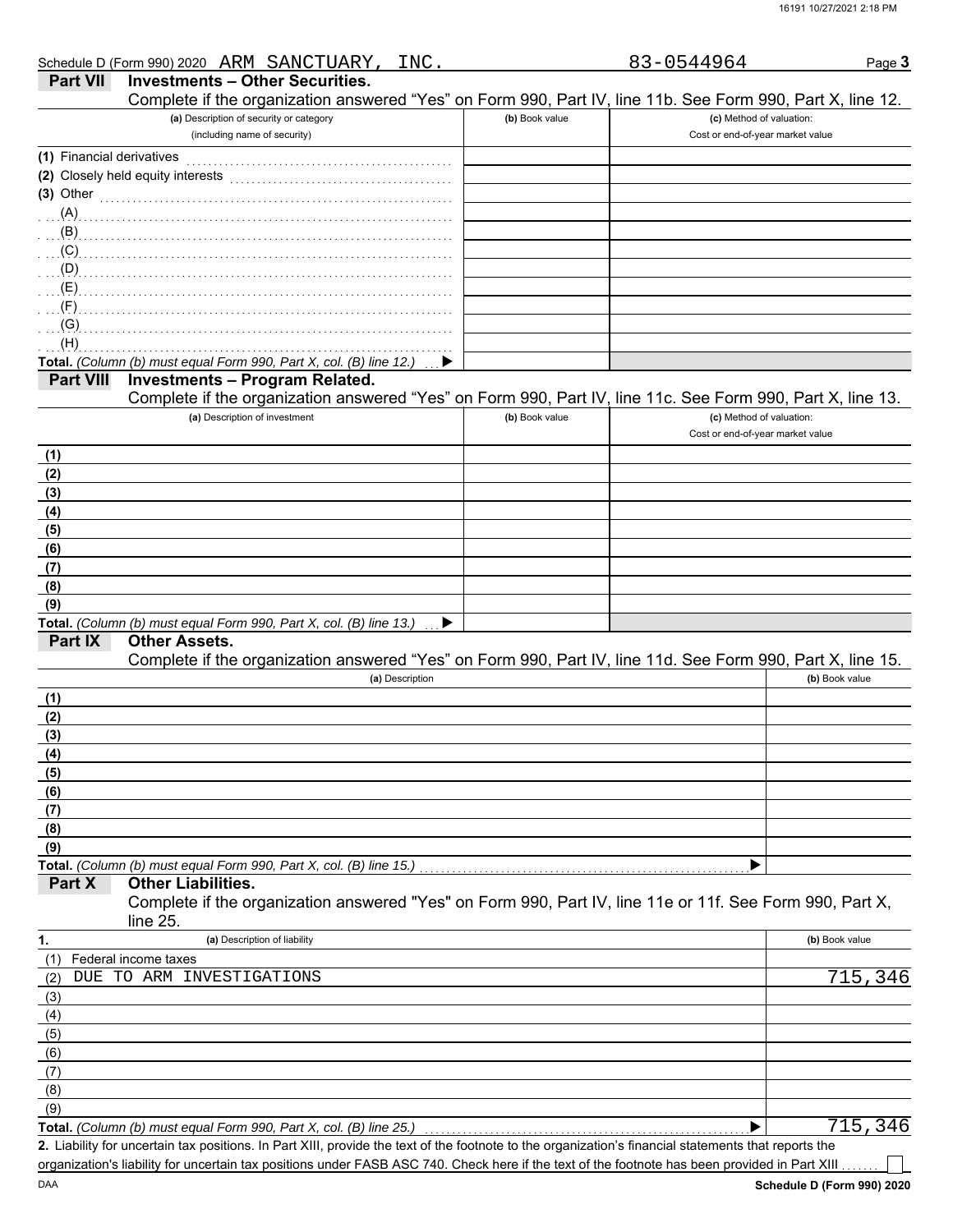Schedule D (Form 990) 2020 ARM SANCTUARY, INC. 83-0544964 Page **3**

## Part VII Investments – Other Securities.

Complete if the organization answered "Yes" on Form 990, Part IV, line 11b. See Form 990, Part X, line 12.

| (a) Description of security or category (including name of security) | (b) Book value | (c) Method of valuation: Cost or end-of-year market value |
|---|---|---|
| (1) Financial derivatives | | |
| (2) Closely held equity interests | | |
| (3) Other | | |
| (A) | | |
| (B) | | |
| (C) | | |
| (D) | | |
| (E) | | |
| (F) | | |
| (G) | | |
| (H) | | |
| **Total.** *(Column (b) must equal Form 990, Part X, col. (B) line 12.)* ▶ | | |

## Part VIII Investments – Program Related.

Complete if the organization answered "Yes" on Form 990, Part IV, line 11c. See Form 990, Part X, line 13.

| (a) Description of investment | (b) Book value | (c) Method of valuation: Cost or end-of-year market value |
|---|---|---|
| (1) | | |
| (2) | | |
| (3) | | |
| (4) | | |
| (5) | | |
| (6) | | |
| (7) | | |
| (8) | | |
| (9) | | |
| **Total.** *(Column (b) must equal Form 990, Part X, col. (B) line 13.)* ▶ | | |

## Part IX Other Assets.

Complete if the organization answered "Yes" on Form 990, Part IV, line 11d. See Form 990, Part X, line 15.

| (a) Description | (b) Book value |
|---|---|
| (1) | |
| (2) | |
| (3) | |
| (4) | |
| (5) | |
| (6) | |
| (7) | |
| (8) | |
| (9) | |
| **Total.** *(Column (b) must equal Form 990, Part X, col. (B) line 15.)* ▶ | |

## Part X Other Liabilities.

Complete if the organization answered "Yes" on Form 990, Part IV, line 11e or 11f. See Form 990, Part X, line 25.

| 1. (a) Description of liability | (b) Book value |
|---|---|
| (1) Federal income taxes | |
| (2) DUE TO ARM INVESTIGATIONS | 715,346 |
| (3) | |
| (4) | |
| (5) | |
| (6) | |
| (7) | |
| (8) | |
| (9) | |
| **Total.** *(Column (b) must equal Form 990, Part X, col. (B) line 25.)* ▶ | 715,346 |

**2.** Liability for uncertain tax positions. In Part XIII, provide the text of the footnote to the organization's financial statements that reports the organization's liability for uncertain tax positions under FASB ASC 740. Check here if the text of the footnote has been provided in Part XIII ☐

DAA **Schedule D (Form 990) 2020**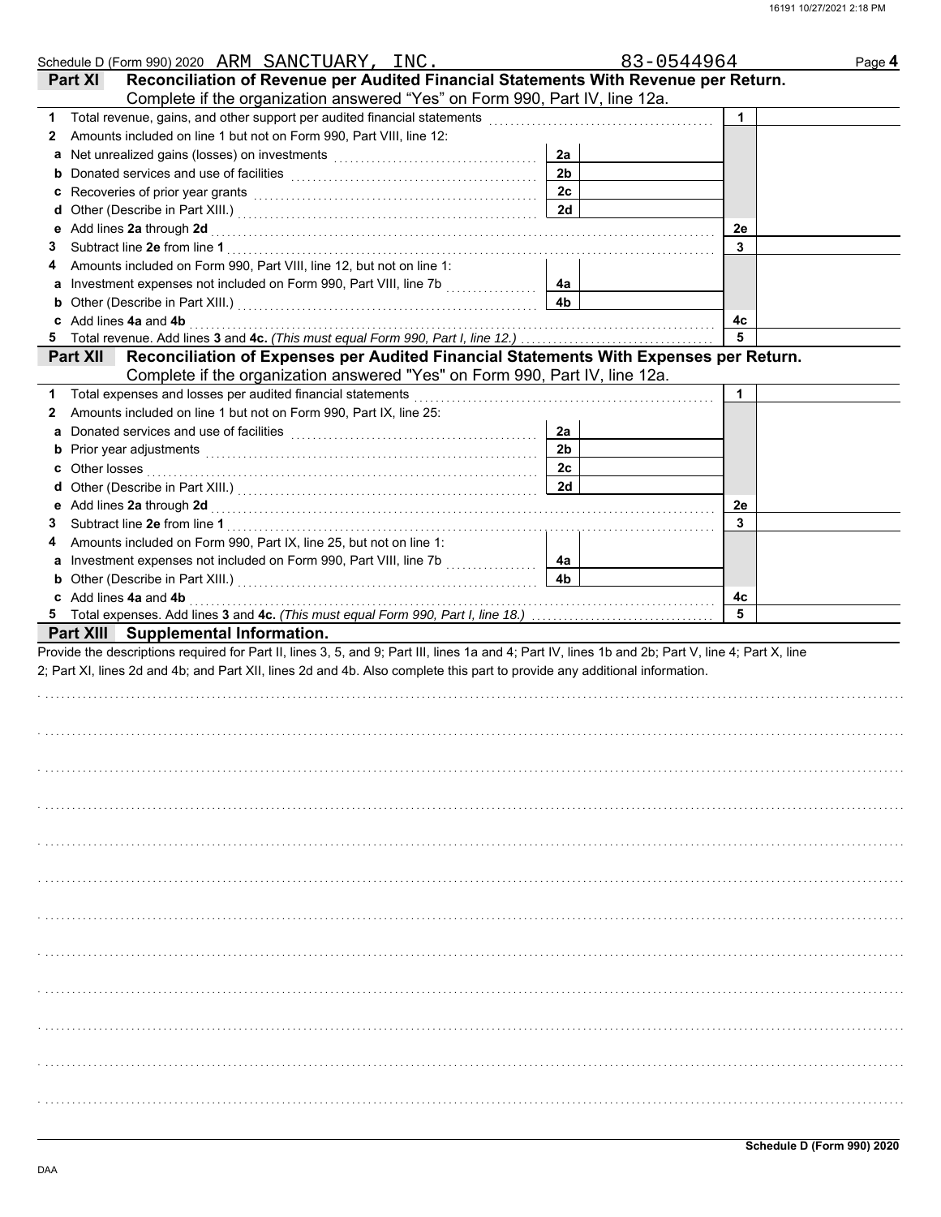Schedule D (Form 990) 2020 ARM SANCTUARY, INC. 83-0544964 Page **4**

## Part XI Reconciliation of Revenue per Audited Financial Statements With Revenue per Return.

Complete if the organization answered "Yes" on Form 990, Part IV, line 12a.

| | | | | | |
|---|---|---|---|---|---|
| **1** | Total revenue, gains, and other support per audited financial statements | | | 1 | |
| **2** | Amounts included on line 1 but not on Form 990, Part VIII, line 12: | | | | |
| **a** | Net unrealized gains (losses) on investments | 2a | | | |
| **b** | Donated services and use of facilities | 2b | | | |
| **c** | Recoveries of prior year grants | 2c | | | |
| **d** | Other (Describe in Part XIII.) | 2d | | | |
| **e** | Add lines **2a** through **2d** | | | 2e | |
| **3** | Subtract line **2e** from line **1** | | | 3 | |
| **4** | Amounts included on Form 990, Part VIII, line 12, but not on line 1: | | | | |
| **a** | Investment expenses not included on Form 990, Part VIII, line 7b | 4a | | | |
| **b** | Other (Describe in Part XIII.) | 4b | | | |
| **c** | Add lines **4a** and **4b** | | | 4c | |
| **5** | Total revenue. Add lines **3** and **4c.** *(This must equal Form 990, Part I, line 12.)* | | | 5 | |

## Part XII Reconciliation of Expenses per Audited Financial Statements With Expenses per Return.

Complete if the organization answered "Yes" on Form 990, Part IV, line 12a.

| | | | | | |
|---|---|---|---|---|---|
| **1** | Total expenses and losses per audited financial statements | | | 1 | |
| **2** | Amounts included on line 1 but not on Form 990, Part IX, line 25: | | | | |
| **a** | Donated services and use of facilities | 2a | | | |
| **b** | Prior year adjustments | 2b | | | |
| **c** | Other losses | 2c | | | |
| **d** | Other (Describe in Part XIII.) | 2d | | | |
| **e** | Add lines **2a** through **2d** | | | 2e | |
| **3** | Subtract line **2e** from line **1** | | | 3 | |
| **4** | Amounts included on Form 990, Part IX, line 25, but not on line 1: | | | | |
| **a** | Investment expenses not included on Form 990, Part VIII, line 7b | 4a | | | |
| **b** | Other (Describe in Part XIII.) | 4b | | | |
| **c** | Add lines **4a** and **4b** | | | 4c | |
| **5** | Total expenses. Add lines **3** and **4c.** *(This must equal Form 990, Part I, line 18.)* | | | 5 | |

## Part XIII Supplemental Information.

Provide the descriptions required for Part II, lines 3, 5, and 9; Part III, lines 1a and 4; Part IV, lines 1b and 2b; Part V, line 4; Part X, line 2; Part XI, lines 2d and 4b; and Part XII, lines 2d and 4b. Also complete this part to provide any additional information.

**Schedule D (Form 990) 2020**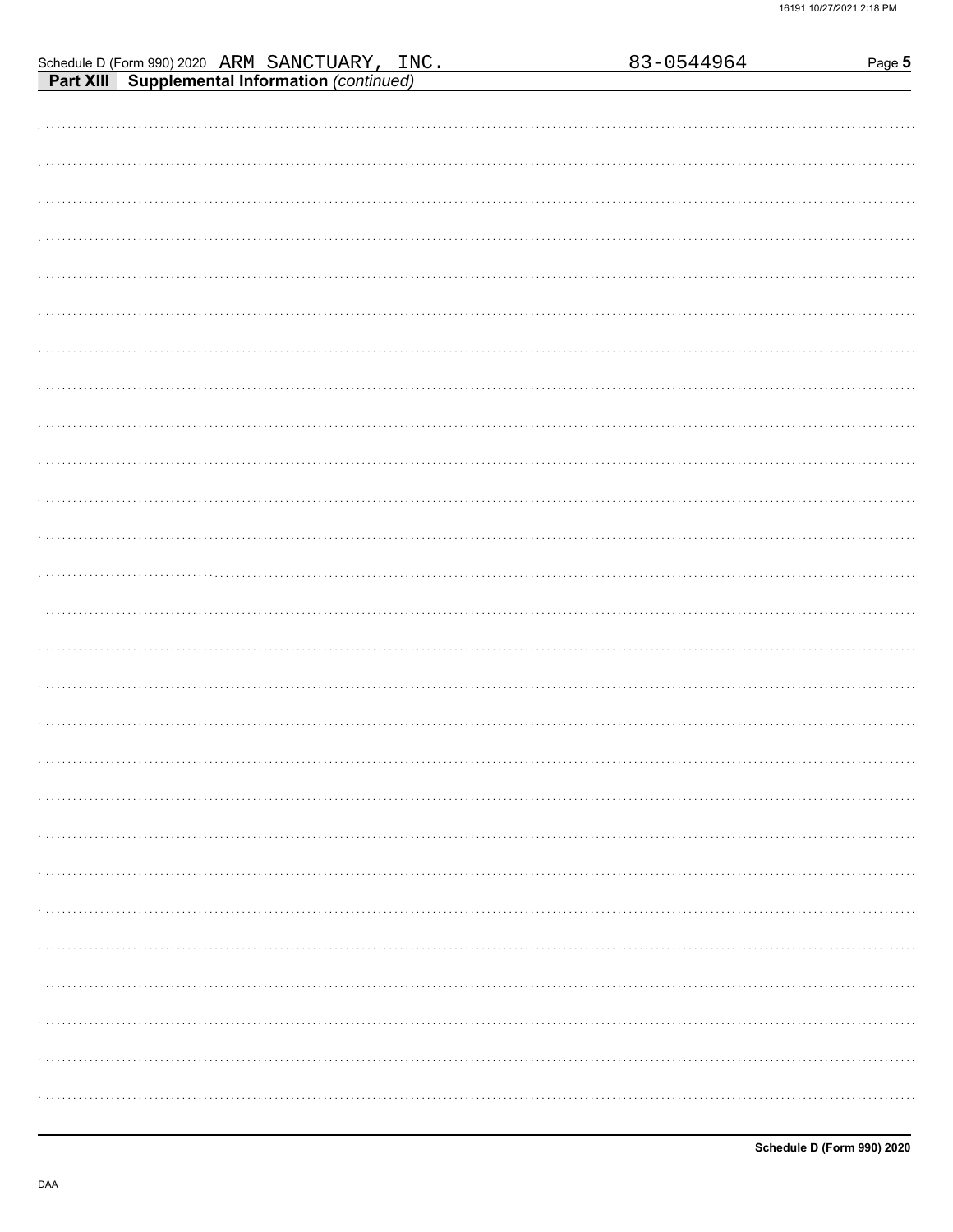Schedule D (Form 990) 2020 ARM SANCTUARY, INC. 83-0544964 Page **5**

**Part XIII Supplemental Information** *(continued)*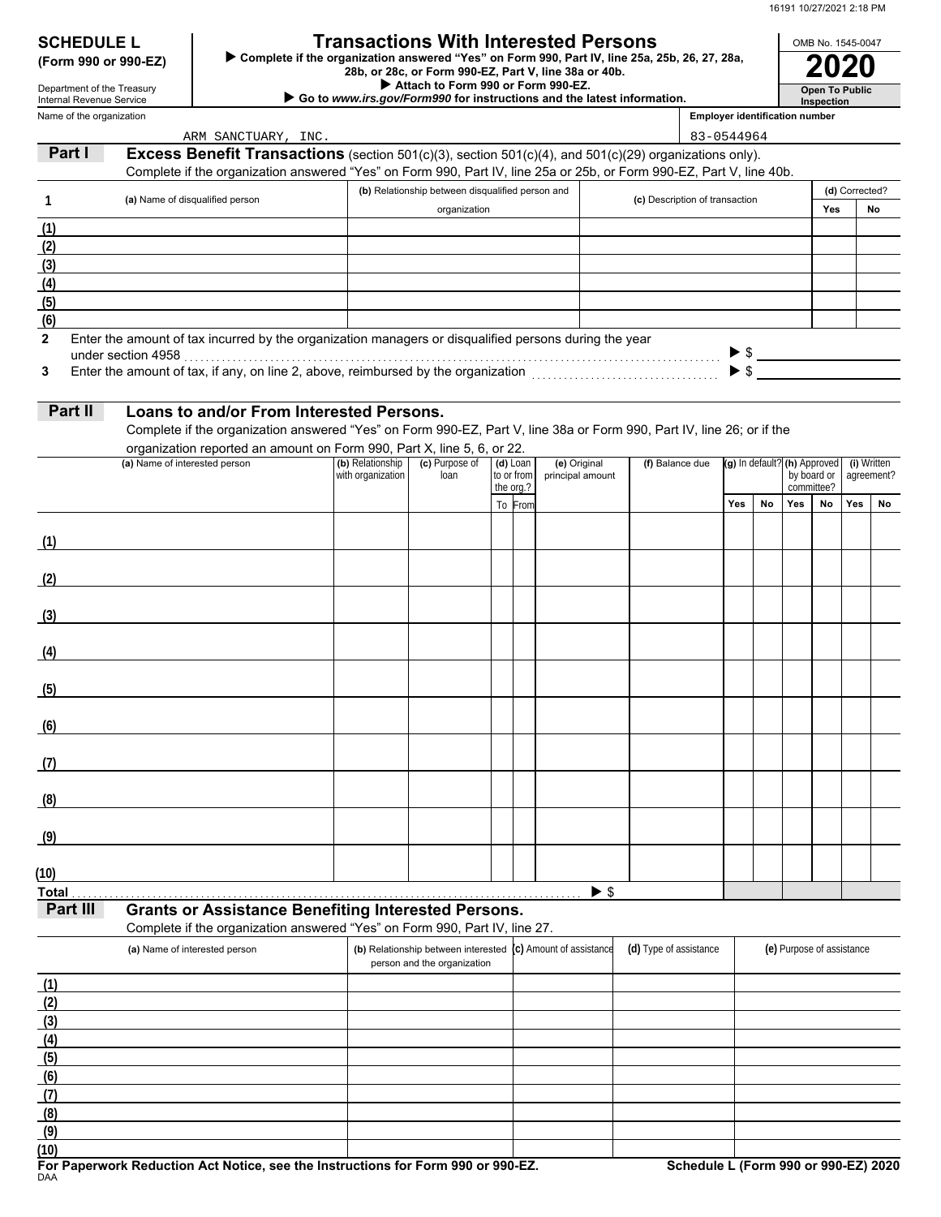# SCHEDULE L (Form 990 or 990-EZ)

Department of the Treasury
Internal Revenue Service

## Transactions With Interested Persons

▶ Complete if the organization answered "Yes" on Form 990, Part IV, line 25a, 25b, 26, 27, 28a, 28b, or 28c, or Form 990-EZ, Part V, line 38a or 40b.
▶ Attach to Form 990 or Form 990-EZ.
▶ Go to *www.irs.gov/Form990* for instructions and the latest information.

OMB No. 1545-0047

**2020**

**Open To Public Inspection**

Name of the organization: ARM SANCTUARY, INC.

Employer identification number: 83-0544964

### Part I — Excess Benefit Transactions (section 501(c)(3), section 501(c)(4), and 501(c)(29) organizations only).

Complete if the organization answered "Yes" on Form 990, Part IV, line 25a or 25b, or Form 990-EZ, Part V, line 40b.

| 1 | (a) Name of disqualified person | (b) Relationship between disqualified person and organization | (c) Description of transaction | (d) Corrected? Yes | No |
|---|---|---|---|---|---|
| (1) | | | | | |
| (2) | | | | | |
| (3) | | | | | |
| (4) | | | | | |
| (5) | | | | | |
| (6) | | | | | |

2 Enter the amount of tax incurred by the organization managers or disqualified persons during the year under section 4958 ▶ $

3 Enter the amount of tax, if any, on line 2, above, reimbursed by the organization ▶ $

### Part II — Loans to and/or From Interested Persons.

Complete if the organization answered "Yes" on Form 990-EZ, Part V, line 38a or Form 990, Part IV, line 26; or if the organization reported an amount on Form 990, Part X, line 5, 6, or 22.

| | (a) Name of interested person | (b) Relationship with organization | (c) Purpose of loan | (d) Loan to or from the org.? To | From | (e) Original principal amount | (f) Balance due | (g) In default? Yes | No | (h) Approved by board or committee? Yes | No | (i) Written agreement? Yes | No |
|---|---|---|---|---|---|---|---|---|---|---|---|---|---|
| (1) | | | | | | | | | | | | | |
| (2) | | | | | | | | | | | | | |
| (3) | | | | | | | | | | | | | |
| (4) | | | | | | | | | | | | | |
| (5) | | | | | | | | | | | | | |
| (6) | | | | | | | | | | | | | |
| (7) | | | | | | | | | | | | | |
| (8) | | | | | | | | | | | | | |
| (9) | | | | | | | | | | | | | |
| (10) | | | | | | | | | | | | | |
| Total | | | | | | ▶ $ | | | | | | | |

### Part III — Grants or Assistance Benefiting Interested Persons.

Complete if the organization answered "Yes" on Form 990, Part IV, line 27.

| | (a) Name of interested person | (b) Relationship between interested person and the organization | (c) Amount of assistance | (d) Type of assistance | (e) Purpose of assistance |
|---|---|---|---|---|---|
| (1) | | | | | |
| (2) | | | | | |
| (3) | | | | | |
| (4) | | | | | |
| (5) | | | | | |
| (6) | | | | | |
| (7) | | | | | |
| (8) | | | | | |
| (9) | | | | | |
| (10) | | | | | |

**For Paperwork Reduction Act Notice, see the Instructions for Form 990 or 990-EZ.** **Schedule L (Form 990 or 990-EZ) 2020**

DAA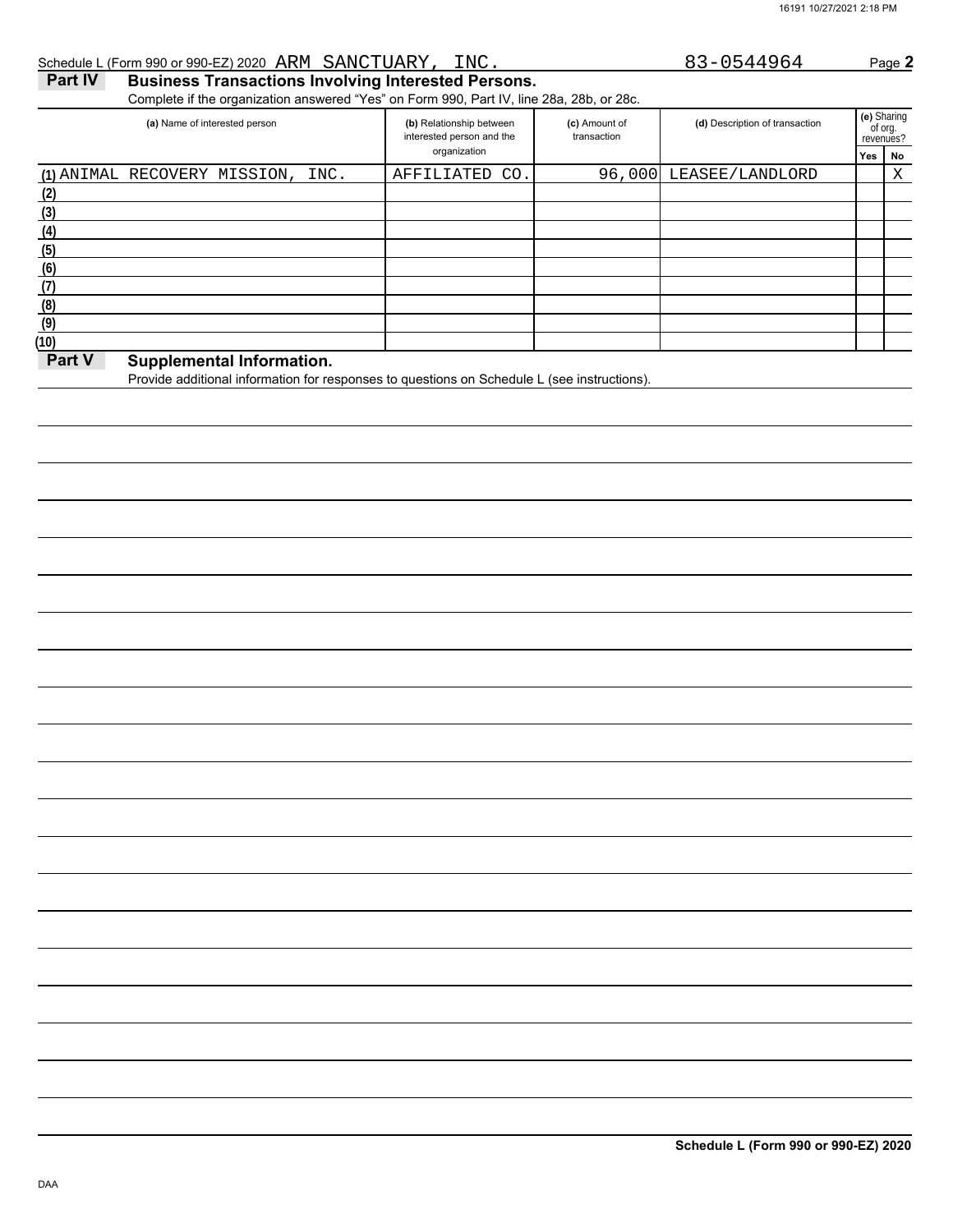Schedule L (Form 990 or 990-EZ) 2020 ARM SANCTUARY, INC. 83-0544964 Page **2**

## Part IV Business Transactions Involving Interested Persons.

Complete if the organization answered "Yes" on Form 990, Part IV, line 28a, 28b, or 28c.

| (a) Name of interested person | (b) Relationship between interested person and the organization | (c) Amount of transaction | (d) Description of transaction | (e) Sharing of org. revenues? Yes | No |
|---|---|---|---|---|---|
| (1) ANIMAL RECOVERY MISSION, INC. | AFFILIATED CO. | 96,000 | LEASEE/LANDLORD | | X |
| (2) | | | | | |
| (3) | | | | | |
| (4) | | | | | |
| (5) | | | | | |
| (6) | | | | | |
| (7) | | | | | |
| (8) | | | | | |
| (9) | | | | | |
| (10) | | | | | |

## Part V Supplemental Information.

Provide additional information for responses to questions on Schedule L (see instructions).

Schedule L (Form 990 or 990-EZ) 2020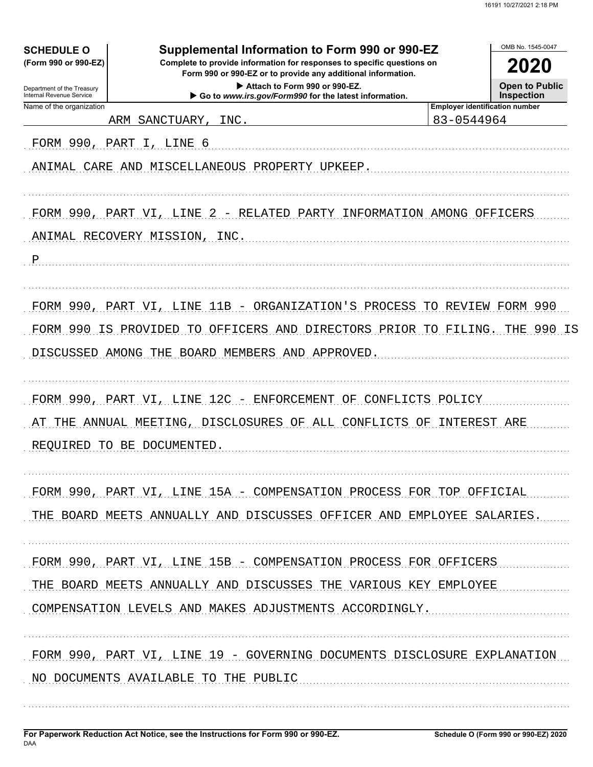**SCHEDULE O**
**(Form 990 or 990-EZ)**

Department of the Treasury
Internal Revenue Service

# Supplemental Information to Form 990 or 990-EZ

**Complete to provide information for responses to specific questions on Form 990 or 990-EZ or to provide any additional information.**

▶ Attach to Form 990 or 990-EZ.

▶ Go to *www.irs.gov/Form990* for the latest information.

OMB No. 1545-0047

**2020**

**Open to Public Inspection**

| Name of the organization | Employer identification number |
| --- | --- |
| ARM SANCTUARY, INC. | 83-0544964 |

FORM 990, PART I, LINE 6

ANIMAL CARE AND MISCELLANEOUS PROPERTY UPKEEP.

FORM 990, PART VI, LINE 2 - RELATED PARTY INFORMATION AMONG OFFICERS

ANIMAL RECOVERY MISSION, INC.

P

FORM 990, PART VI, LINE 11B - ORGANIZATION'S PROCESS TO REVIEW FORM 990

FORM 990 IS PROVIDED TO OFFICERS AND DIRECTORS PRIOR TO FILING. THE 990 IS DISCUSSED AMONG THE BOARD MEMBERS AND APPROVED.

FORM 990, PART VI, LINE 12C - ENFORCEMENT OF CONFLICTS POLICY

AT THE ANNUAL MEETING, DISCLOSURES OF ALL CONFLICTS OF INTEREST ARE REQUIRED TO BE DOCUMENTED.

FORM 990, PART VI, LINE 15A - COMPENSATION PROCESS FOR TOP OFFICIAL

THE BOARD MEETS ANNUALLY AND DISCUSSES OFFICER AND EMPLOYEE SALARIES.

FORM 990, PART VI, LINE 15B - COMPENSATION PROCESS FOR OFFICERS

THE BOARD MEETS ANNUALLY AND DISCUSSES THE VARIOUS KEY EMPLOYEE COMPENSATION LEVELS AND MAKES ADJUSTMENTS ACCORDINGLY.

FORM 990, PART VI, LINE 19 - GOVERNING DOCUMENTS DISCLOSURE EXPLANATION

NO DOCUMENTS AVAILABLE TO THE PUBLIC

**For Paperwork Reduction Act Notice, see the Instructions for Form 990 or 990-EZ.**

DAA

**Schedule O (Form 990 or 990-EZ) 2020**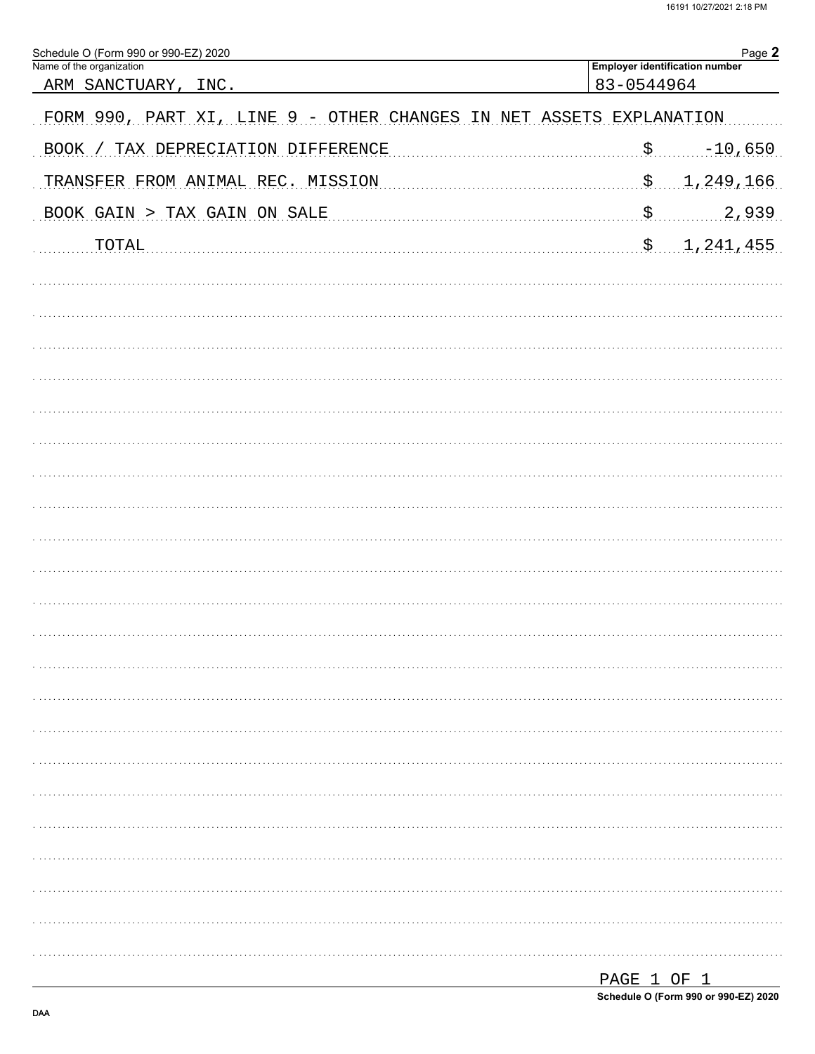Schedule O (Form 990 or 990-EZ) 2020 Page **2**

Name of the organization: ARM SANCTUARY, INC.

Employer identification number: 83-0544964

FORM 990, PART XI, LINE 9 - OTHER CHANGES IN NET ASSETS EXPLANATION

| | | |
|---|---|---|
| BOOK / TAX DEPRECIATION DIFFERENCE | $ | -10,650 |
| TRANSFER FROM ANIMAL REC. MISSION | $ | 1,249,166 |
| BOOK GAIN > TAX GAIN ON SALE | $ | 2,939 |
| TOTAL | $ | 1,241,455 |

Schedule O (Form 990 or 990-EZ) 2020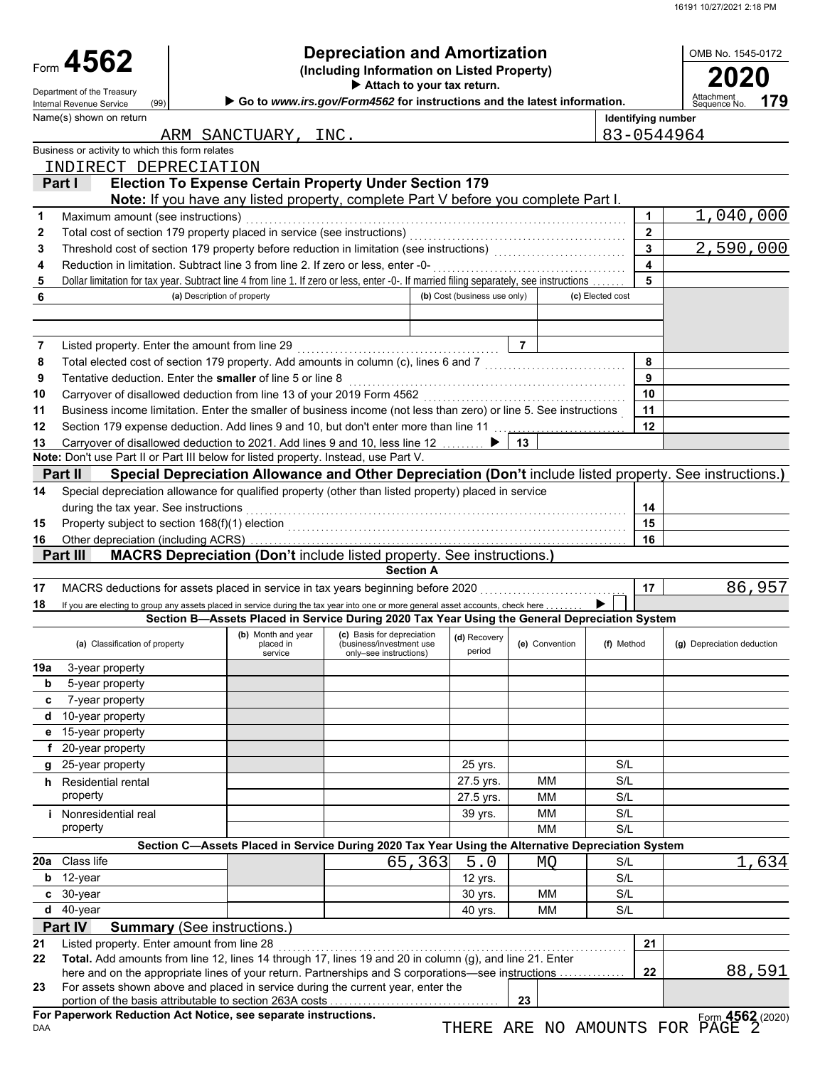# Form 4562 — Depreciation and Amortization

**(Including Information on Listed Property)**

▶ Attach to your tax return.

▶ Go to *www.irs.gov/Form4562* for instructions and the latest information.

OMB No. 1545-0172

**2020**

Attachment Sequence No. **179**

Department of the Treasury Internal Revenue Service (99)

Name(s) shown on return: ARM SANCTUARY, INC.

Identifying number: 83-0544964

Business or activity to which this form relates: INDIRECT DEPRECIATION

## Part I — Election To Expense Certain Property Under Section 179

**Note:** If you have any listed property, complete Part V before you complete Part I.

| Line | Description | | Amount |
|---|---|---|---|
| 1 | Maximum amount (see instructions) | 1 | 1,040,000 |
| 2 | Total cost of section 179 property placed in service (see instructions) | 2 | |
| 3 | Threshold cost of section 179 property before reduction in limitation (see instructions) | 3 | 2,590,000 |
| 4 | Reduction in limitation. Subtract line 3 from line 2. If zero or less, enter -0- | 4 | |
| 5 | Dollar limitation for tax year. Subtract line 4 from line 1. If zero or less, enter -0-. If married filing separately, see instructions | 5 | |

| 6 (a) Description of property | (b) Cost (business use only) | (c) Elected cost |
|---|---|---|
| | | |
| | | |

| Line | Description | | Amount |
|---|---|---|---|
| 7 | Listed property. Enter the amount from line 29 | 7 | |
| 8 | Total elected cost of section 179 property. Add amounts in column (c), lines 6 and 7 | 8 | |
| 9 | Tentative deduction. Enter the **smaller** of line 5 or line 8 | 9 | |
| 10 | Carryover of disallowed deduction from line 13 of your 2019 Form 4562 | 10 | |
| 11 | Business income limitation. Enter the smaller of business income (not less than zero) or line 5. See instructions | 11 | |
| 12 | Section 179 expense deduction. Add lines 9 and 10, but don't enter more than line 11 | 12 | |
| 13 | Carryover of disallowed deduction to 2021. Add lines 9 and 10, less line 12 ▶ | 13 | |

**Note:** Don't use Part II or Part III below for listed property. Instead, use Part V.

## Part II — Special Depreciation Allowance and Other Depreciation (Don't include listed property. See instructions.)

| Line | Description | | Amount |
|---|---|---|---|
| 14 | Special depreciation allowance for qualified property (other than listed property) placed in service during the tax year. See instructions | 14 | |
| 15 | Property subject to section 168(f)(1) election | 15 | |
| 16 | Other depreciation (including ACRS) | 16 | |

## Part III — MACRS Depreciation (Don't include listed property. See instructions.)

### Section A

| Line | Description | | Amount |
|---|---|---|---|
| 17 | MACRS deductions for assets placed in service in tax years beginning before 2020 | 17 | 86,957 |
| 18 | If you are electing to group any assets placed in service during the tax year into one or more general asset accounts, check here ▶ ☐ | | |

### Section B—Assets Placed in Service During 2020 Tax Year Using the General Depreciation System

| (a) Classification of property | (b) Month and year placed in service | (c) Basis for depreciation (business/investment use only–see instructions) | (d) Recovery period | (e) Convention | (f) Method | (g) Depreciation deduction |
|---|---|---|---|---|---|---|
| 19a 3-year property | | | | | | |
| b 5-year property | | | | | | |
| c 7-year property | | | | | | |
| d 10-year property | | | | | | |
| e 15-year property | | | | | | |
| f 20-year property | | | | | | |
| g 25-year property | | | 25 yrs. | | S/L | |
| h Residential rental property | | | 27.5 yrs. | MM | S/L | |
| | | | 27.5 yrs. | MM | S/L | |
| i Nonresidential real property | | | 39 yrs. | MM | S/L | |
| | | | | MM | S/L | |

### Section C—Assets Placed in Service During 2020 Tax Year Using the Alternative Depreciation System

| (a) Classification of property | (b) Month and year placed in service | (c) Basis for depreciation | (d) Recovery period | (e) Convention | (f) Method | (g) Depreciation deduction |
|---|---|---|---|---|---|---|
| 20a Class life | | 65,363 | 5.0 | MQ | S/L | 1,634 |
| b 12-year | | | 12 yrs. | | S/L | |
| c 30-year | | | 30 yrs. | MM | S/L | |
| d 40-year | | | 40 yrs. | MM | S/L | |

## Part IV — Summary (See instructions.)

| Line | Description | | Amount |
|---|---|---|---|
| 21 | Listed property. Enter amount from line 28 | 21 | |
| 22 | **Total.** Add amounts from line 12, lines 14 through 17, lines 19 and 20 in column (g), and line 21. Enter here and on the appropriate lines of your return. Partnerships and S corporations—see instructions | 22 | 88,591 |
| 23 | For assets shown above and placed in service during the current year, enter the portion of the basis attributable to section 263A costs | 23 | |

**For Paperwork Reduction Act Notice, see separate instructions.**

DAA

Form **4562** (2020)

THERE ARE NO AMOUNTS FOR PAGE 2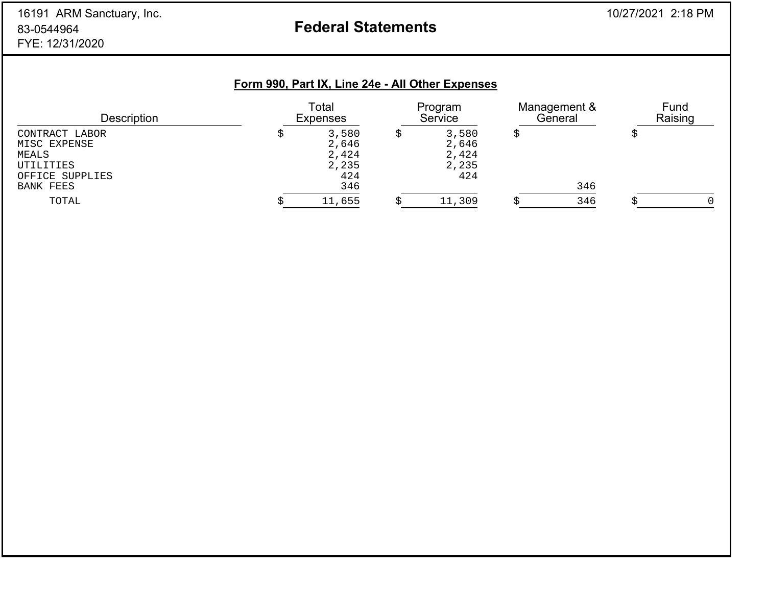16191 ARM Sanctuary, Inc.
83-0544964
FYE: 12/31/2020

# Federal Statements

10/27/2021 2:18 PM

## Form 990, Part IX, Line 24e - All Other Expenses

| Description | Total Expenses | Program Service | Management & General | Fund Raising |
|---|---|---|---|---|
| CONTRACT LABOR | $ 3,580 | $ 3,580 | $ | $ |
| MISC EXPENSE | 2,646 | 2,646 | | |
| MEALS | 2,424 | 2,424 | | |
| UTILITIES | 2,235 | 2,235 | | |
| OFFICE SUPPLIES | 424 | 424 | | |
| BANK FEES | 346 | | 346 | |
| TOTAL | $ 11,655 | $ 11,309 | $ 346 | $ 0 |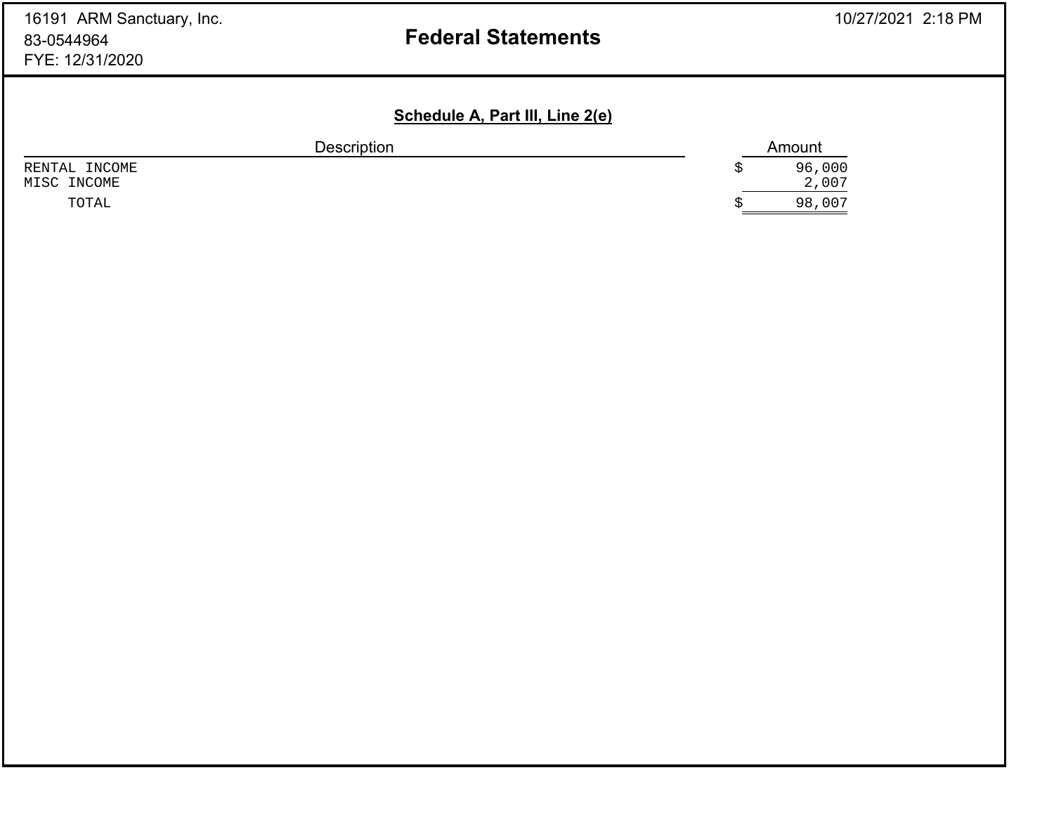16191 ARM Sanctuary, Inc.
83-0544964
FYE: 12/31/2020

10/27/2021 2:18 PM

# Federal Statements

## Schedule A, Part III, Line 2(e)

| Description | Amount |
|---|---|
| RENTAL INCOME | $ 96,000 |
| MISC INCOME | 2,007 |
| TOTAL | $ 98,007 |